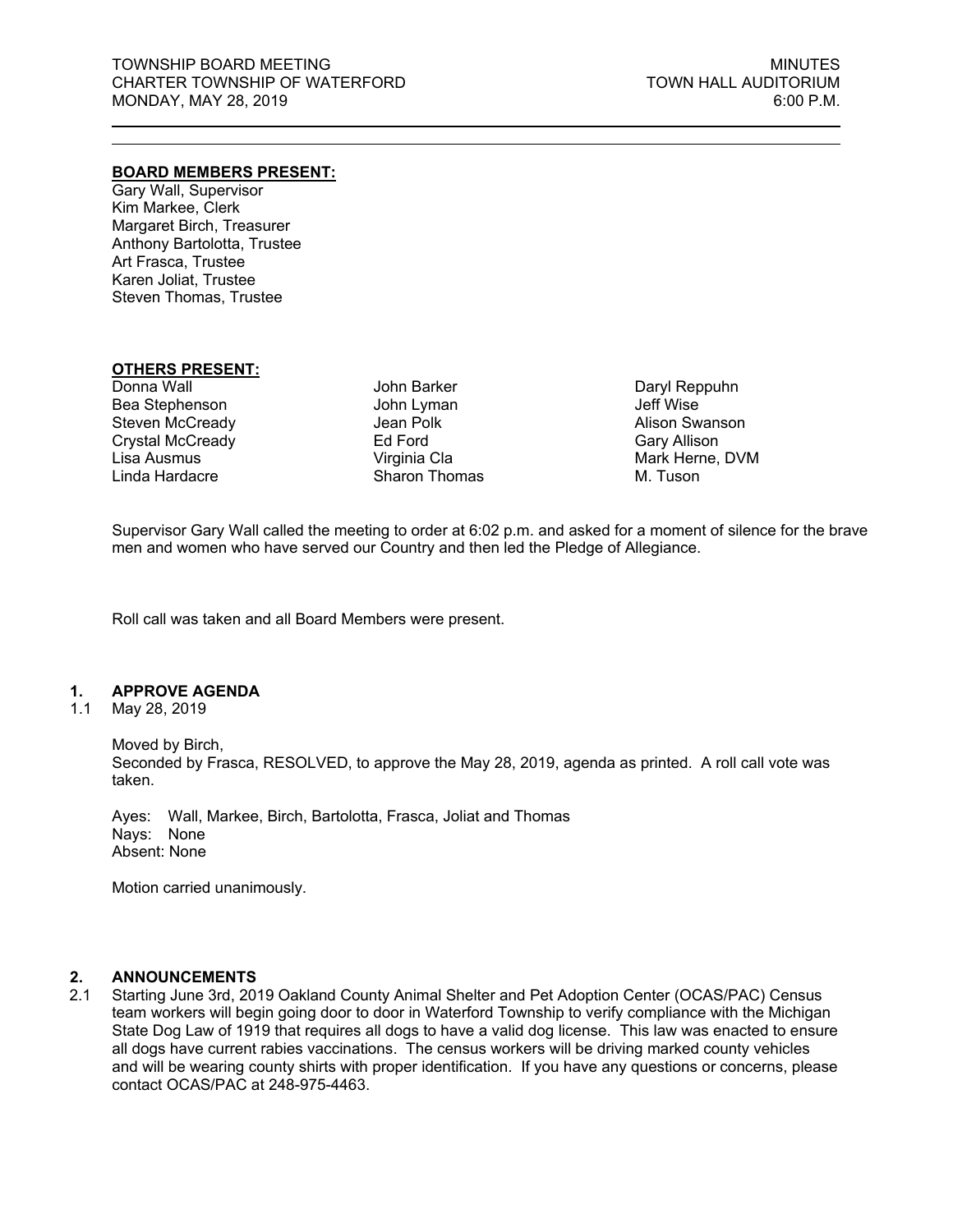TOWNSHIP BOARD MEETING
CHARTER TOWNSHIP OF WATERFORD
MONDAY, MAY 28, 2019

MINUTES
TOWN HALL AUDITORIUM
6:00 P.M.

---

**BOARD MEMBERS PRESENT:**

Gary Wall, Supervisor
Kim Markee, Clerk
Margaret Birch, Treasurer
Anthony Bartolotta, Trustee
Art Frasca, Trustee
Karen Joliat, Trustee
Steven Thomas, Trustee

**OTHERS PRESENT:**

| | | |
|---|---|---|
| Donna Wall | John Barker | Daryl Reppuhn |
| Bea Stephenson | John Lyman | Jeff Wise |
| Steven McCready | Jean Polk | Alison Swanson |
| Crystal McCready | Ed Ford | Gary Allison |
| Lisa Ausmus | Virginia Cla | Mark Herne, DVM |
| Linda Hardacre | Sharon Thomas | M. Tuson |

Supervisor Gary Wall called the meeting to order at 6:02 p.m. and asked for a moment of silence for the brave men and women who have served our Country and then led the Pledge of Allegiance.

Roll call was taken and all Board Members were present.

## 1. APPROVE AGENDA

1.1 May 28, 2019

Moved by Birch,
Seconded by Frasca, RESOLVED, to approve the May 28, 2019, agenda as printed. A roll call vote was taken.

Ayes: Wall, Markee, Birch, Bartolotta, Frasca, Joliat and Thomas
Nays: None
Absent: None

Motion carried unanimously.

## 2. ANNOUNCEMENTS

2.1 Starting June 3rd, 2019 Oakland County Animal Shelter and Pet Adoption Center (OCAS/PAC) Census team workers will begin going door to door in Waterford Township to verify compliance with the Michigan State Dog Law of 1919 that requires all dogs to have a valid dog license. This law was enacted to ensure all dogs have current rabies vaccinations. The census workers will be driving marked county vehicles and will be wearing county shirts with proper identification. If you have any questions or concerns, please contact OCAS/PAC at 248-975-4463.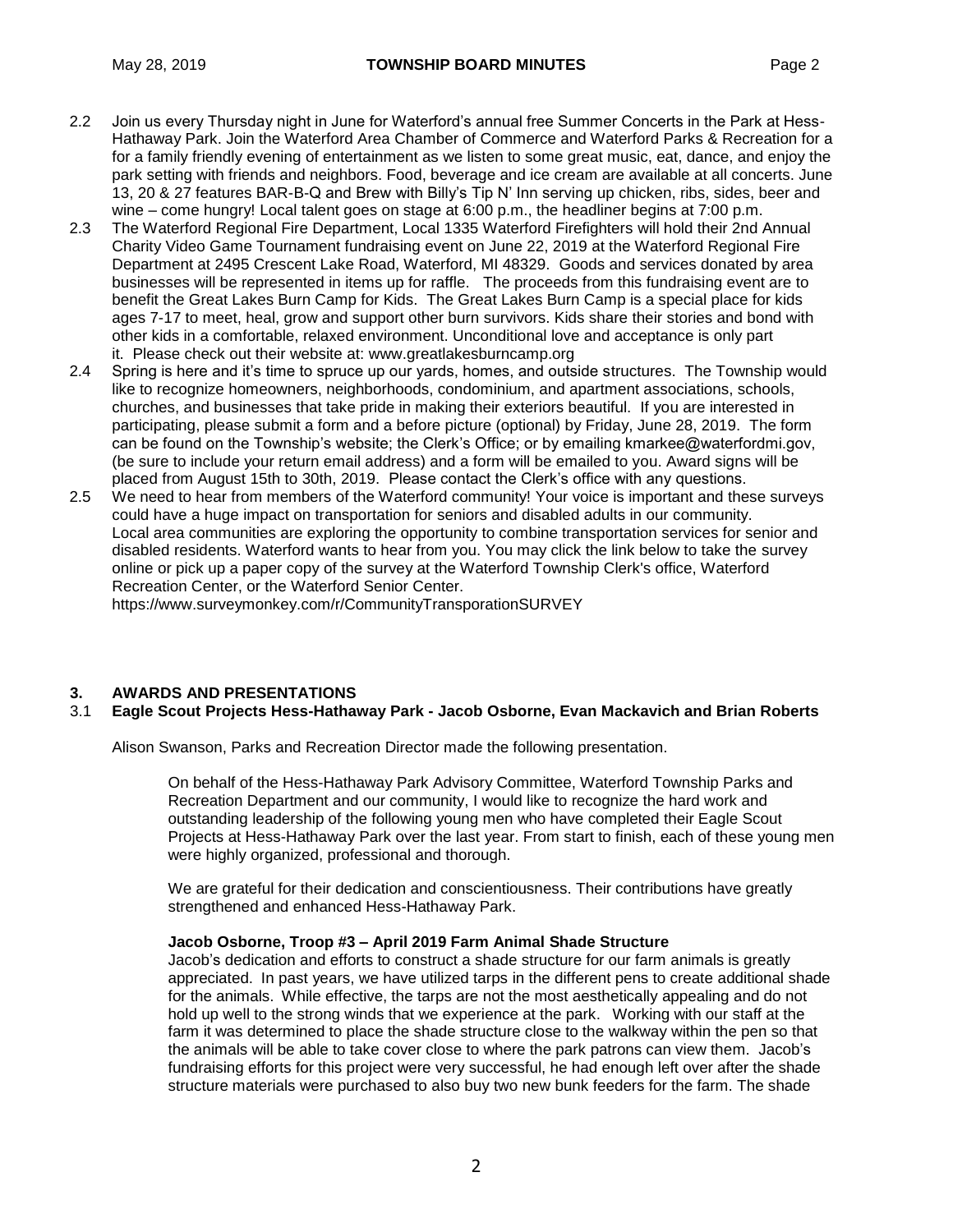2.2 Join us every Thursday night in June for Waterford's annual free Summer Concerts in the Park at Hess-Hathaway Park. Join the Waterford Area Chamber of Commerce and Waterford Parks & Recreation for a for a family friendly evening of entertainment as we listen to some great music, eat, dance, and enjoy the park setting with friends and neighbors. Food, beverage and ice cream are available at all concerts. June 13, 20 & 27 features BAR-B-Q and Brew with Billy's Tip N' Inn serving up chicken, ribs, sides, beer and wine – come hungry! Local talent goes on stage at 6:00 p.m., the headliner begins at 7:00 p.m.

2.3 The Waterford Regional Fire Department, Local 1335 Waterford Firefighters will hold their 2nd Annual Charity Video Game Tournament fundraising event on June 22, 2019 at the Waterford Regional Fire Department at 2495 Crescent Lake Road, Waterford, MI 48329. Goods and services donated by area businesses will be represented in items up for raffle. The proceeds from this fundraising event are to benefit the Great Lakes Burn Camp for Kids. The Great Lakes Burn Camp is a special place for kids ages 7-17 to meet, heal, grow and support other burn survivors. Kids share their stories and bond with other kids in a comfortable, relaxed environment. Unconditional love and acceptance is only part it. Please check out their website at: www.greatlakesburncamp.org

2.4 Spring is here and it's time to spruce up our yards, homes, and outside structures. The Township would like to recognize homeowners, neighborhoods, condominium, and apartment associations, schools, churches, and businesses that take pride in making their exteriors beautiful. If you are interested in participating, please submit a form and a before picture (optional) by Friday, June 28, 2019. The form can be found on the Township's website; the Clerk's Office; or by emailing kmarkee@waterfordmi.gov, (be sure to include your return email address) and a form will be emailed to you. Award signs will be placed from August 15th to 30th, 2019. Please contact the Clerk's office with any questions.

2.5 We need to hear from members of the Waterford community! Your voice is important and these surveys could have a huge impact on transportation for seniors and disabled adults in our community. Local area communities are exploring the opportunity to combine transportation services for senior and disabled residents. Waterford wants to hear from you. You may click the link below to take the survey online or pick up a paper copy of the survey at the Waterford Township Clerk's office, Waterford Recreation Center, or the Waterford Senior Center.
https://www.surveymonkey.com/r/CommunityTransporationSURVEY

## 3. AWARDS AND PRESENTATIONS

### 3.1 Eagle Scout Projects Hess-Hathaway Park - Jacob Osborne, Evan Mackavich and Brian Roberts

Alison Swanson, Parks and Recreation Director made the following presentation.

> On behalf of the Hess-Hathaway Park Advisory Committee, Waterford Township Parks and Recreation Department and our community, I would like to recognize the hard work and outstanding leadership of the following young men who have completed their Eagle Scout Projects at Hess-Hathaway Park over the last year. From start to finish, each of these young men were highly organized, professional and thorough.
>
> We are grateful for their dedication and conscientiousness. Their contributions have greatly strengthened and enhanced Hess-Hathaway Park.
>
> **Jacob Osborne, Troop #3 – April 2019 Farm Animal Shade Structure**
> Jacob's dedication and efforts to construct a shade structure for our farm animals is greatly appreciated. In past years, we have utilized tarps in the different pens to create additional shade for the animals. While effective, the tarps are not the most aesthetically appealing and do not hold up well to the strong winds that we experience at the park. Working with our staff at the farm it was determined to place the shade structure close to the walkway within the pen so that the animals will be able to take cover close to where the park patrons can view them. Jacob's fundraising efforts for this project were very successful, he had enough left over after the shade structure materials were purchased to also buy two new bunk feeders for the farm. The shade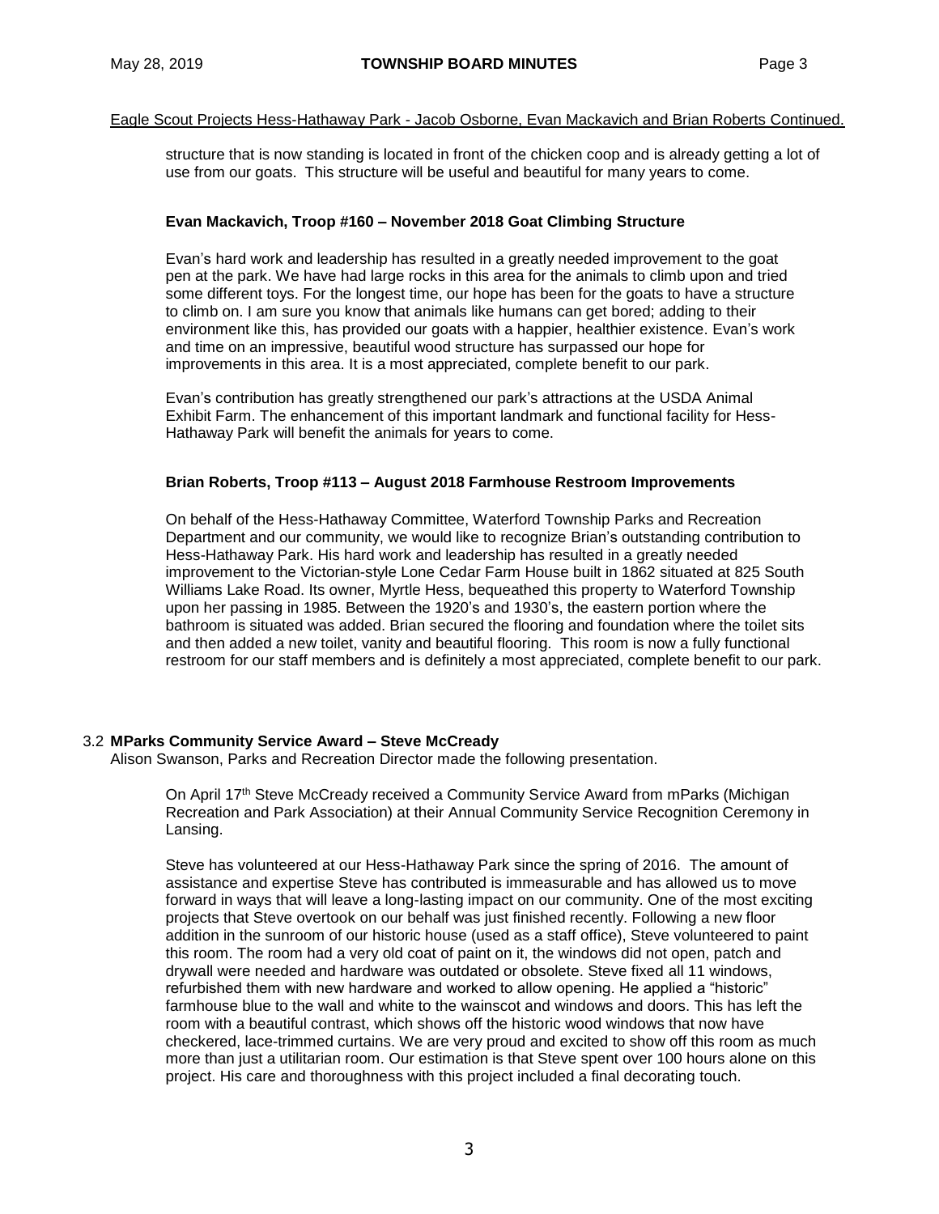Eagle Scout Projects Hess-Hathaway Park - Jacob Osborne, Evan Mackavich and Brian Roberts Continued.

structure that is now standing is located in front of the chicken coop and is already getting a lot of use from our goats. This structure will be useful and beautiful for many years to come.

**Evan Mackavich, Troop #160 – November 2018 Goat Climbing Structure**

Evan's hard work and leadership has resulted in a greatly needed improvement to the goat pen at the park. We have had large rocks in this area for the animals to climb upon and tried some different toys. For the longest time, our hope has been for the goats to have a structure to climb on. I am sure you know that animals like humans can get bored; adding to their environment like this, has provided our goats with a happier, healthier existence. Evan's work and time on an impressive, beautiful wood structure has surpassed our hope for improvements in this area. It is a most appreciated, complete benefit to our park.

Evan's contribution has greatly strengthened our park's attractions at the USDA Animal Exhibit Farm. The enhancement of this important landmark and functional facility for Hess-Hathaway Park will benefit the animals for years to come.

**Brian Roberts, Troop #113 – August 2018 Farmhouse Restroom Improvements**

On behalf of the Hess-Hathaway Committee, Waterford Township Parks and Recreation Department and our community, we would like to recognize Brian's outstanding contribution to Hess-Hathaway Park. His hard work and leadership has resulted in a greatly needed improvement to the Victorian-style Lone Cedar Farm House built in 1862 situated at 825 South Williams Lake Road. Its owner, Myrtle Hess, bequeathed this property to Waterford Township upon her passing in 1985. Between the 1920's and 1930's, the eastern portion where the bathroom is situated was added. Brian secured the flooring and foundation where the toilet sits and then added a new toilet, vanity and beautiful flooring. This room is now a fully functional restroom for our staff members and is definitely a most appreciated, complete benefit to our park.

3.2 **MParks Community Service Award – Steve McCready**

Alison Swanson, Parks and Recreation Director made the following presentation.

On April 17th Steve McCready received a Community Service Award from mParks (Michigan Recreation and Park Association) at their Annual Community Service Recognition Ceremony in Lansing.

Steve has volunteered at our Hess-Hathaway Park since the spring of 2016. The amount of assistance and expertise Steve has contributed is immeasurable and has allowed us to move forward in ways that will leave a long-lasting impact on our community. One of the most exciting projects that Steve overtook on our behalf was just finished recently. Following a new floor addition in the sunroom of our historic house (used as a staff office), Steve volunteered to paint this room. The room had a very old coat of paint on it, the windows did not open, patch and drywall were needed and hardware was outdated or obsolete. Steve fixed all 11 windows, refurbished them with new hardware and worked to allow opening. He applied a "historic" farmhouse blue to the wall and white to the wainscot and windows and doors. This has left the room with a beautiful contrast, which shows off the historic wood windows that now have checkered, lace-trimmed curtains. We are very proud and excited to show off this room as much more than just a utilitarian room. Our estimation is that Steve spent over 100 hours alone on this project. His care and thoroughness with this project included a final decorating touch.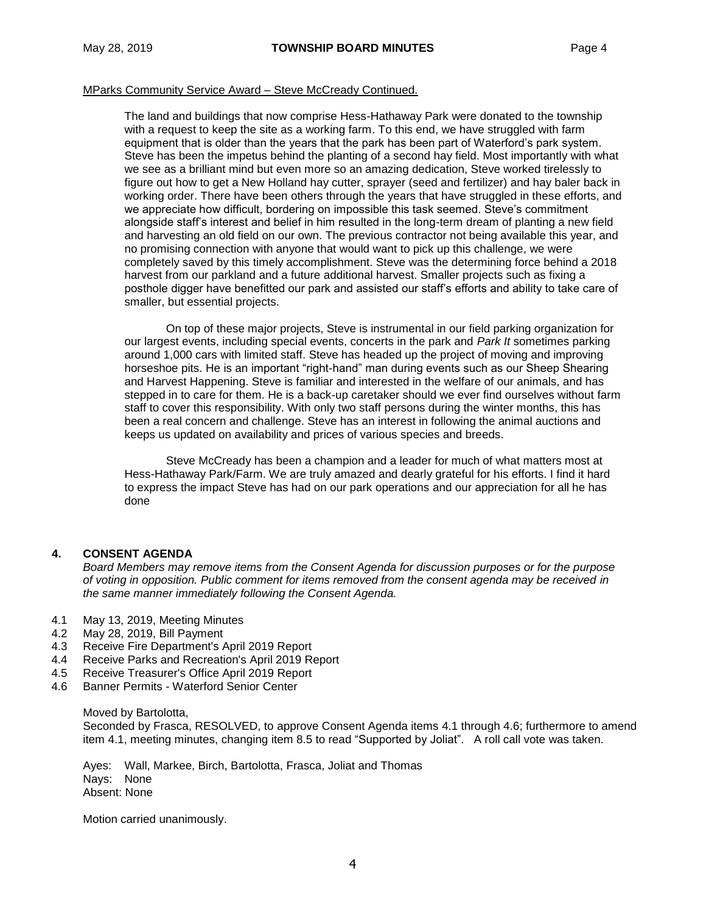MParks Community Service Award – Steve McCready Continued.

The land and buildings that now comprise Hess-Hathaway Park were donated to the township with a request to keep the site as a working farm. To this end, we have struggled with farm equipment that is older than the years that the park has been part of Waterford's park system. Steve has been the impetus behind the planting of a second hay field. Most importantly with what we see as a brilliant mind but even more so an amazing dedication, Steve worked tirelessly to figure out how to get a New Holland hay cutter, sprayer (seed and fertilizer) and hay baler back in working order. There have been others through the years that have struggled in these efforts, and we appreciate how difficult, bordering on impossible this task seemed. Steve's commitment alongside staff's interest and belief in him resulted in the long-term dream of planting a new field and harvesting an old field on our own. The previous contractor not being available this year, and no promising connection with anyone that would want to pick up this challenge, we were completely saved by this timely accomplishment. Steve was the determining force behind a 2018 harvest from our parkland and a future additional harvest. Smaller projects such as fixing a posthole digger have benefitted our park and assisted our staff's efforts and ability to take care of smaller, but essential projects.

On top of these major projects, Steve is instrumental in our field parking organization for our largest events, including special events, concerts in the park and *Park It* sometimes parking around 1,000 cars with limited staff. Steve has headed up the project of moving and improving horseshoe pits. He is an important "right-hand" man during events such as our Sheep Shearing and Harvest Happening. Steve is familiar and interested in the welfare of our animals, and has stepped in to care for them. He is a back-up caretaker should we ever find ourselves without farm staff to cover this responsibility. With only two staff persons during the winter months, this has been a real concern and challenge. Steve has an interest in following the animal auctions and keeps us updated on availability and prices of various species and breeds.

Steve McCready has been a champion and a leader for much of what matters most at Hess-Hathaway Park/Farm. We are truly amazed and dearly grateful for his efforts. I find it hard to express the impact Steve has had on our park operations and our appreciation for all he has done

## 4. CONSENT AGENDA

*Board Members may remove items from the Consent Agenda for discussion purposes or for the purpose of voting in opposition. Public comment for items removed from the consent agenda may be received in the same manner immediately following the Consent Agenda.*

- 4.1 May 13, 2019, Meeting Minutes
- 4.2 May 28, 2019, Bill Payment
- 4.3 Receive Fire Department's April 2019 Report
- 4.4 Receive Parks and Recreation's April 2019 Report
- 4.5 Receive Treasurer's Office April 2019 Report
- 4.6 Banner Permits - Waterford Senior Center

Moved by Bartolotta,
Seconded by Frasca, RESOLVED, to approve Consent Agenda items 4.1 through 4.6; furthermore to amend item 4.1, meeting minutes, changing item 8.5 to read "Supported by Joliat". A roll call vote was taken.

Ayes: Wall, Markee, Birch, Bartolotta, Frasca, Joliat and Thomas
Nays: None
Absent: None

Motion carried unanimously.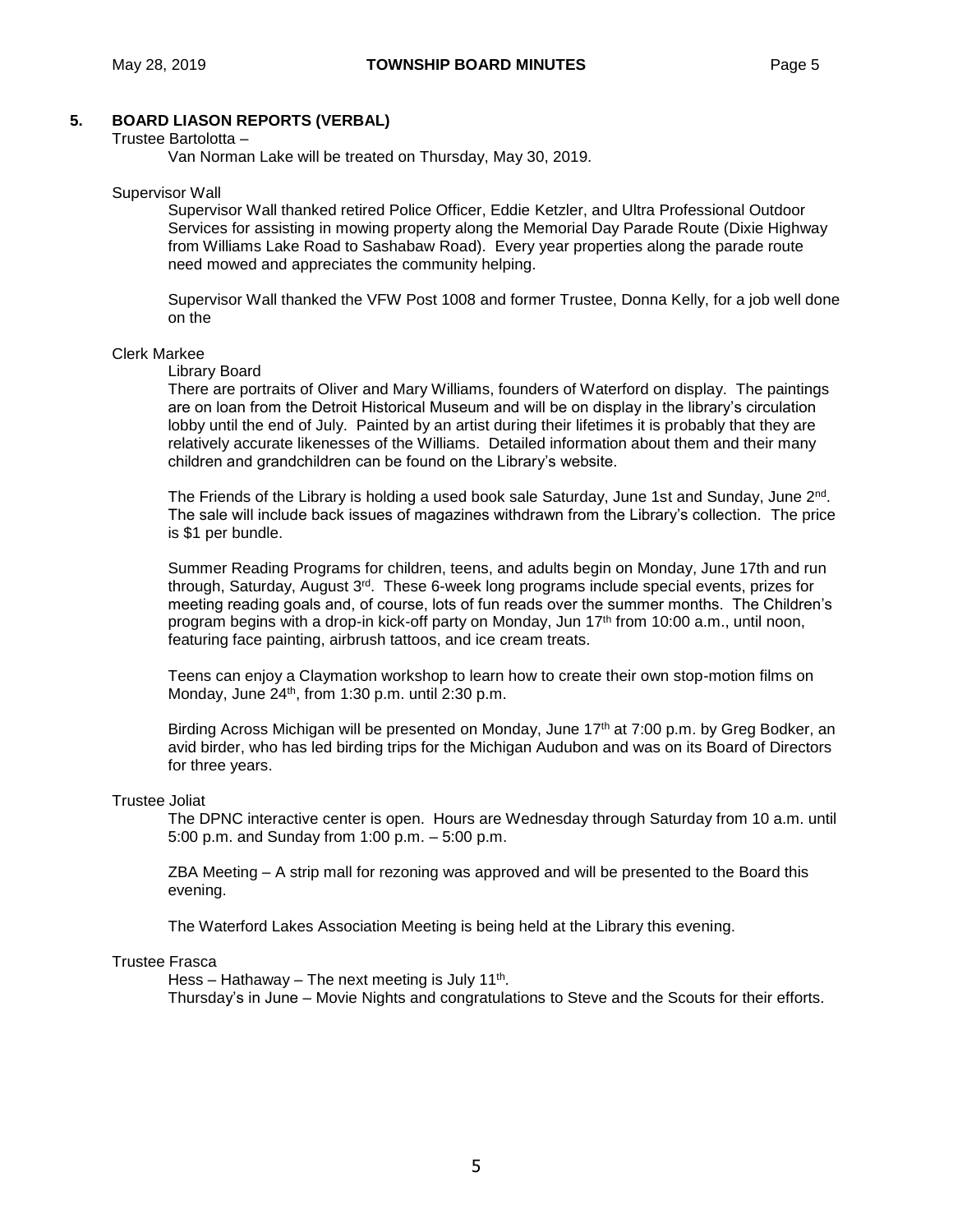## 5. BOARD LIASON REPORTS (VERBAL)

Trustee Bartolotta –

Van Norman Lake will be treated on Thursday, May 30, 2019.

Supervisor Wall

Supervisor Wall thanked retired Police Officer, Eddie Ketzler, and Ultra Professional Outdoor Services for assisting in mowing property along the Memorial Day Parade Route (Dixie Highway from Williams Lake Road to Sashabaw Road). Every year properties along the parade route need mowed and appreciates the community helping.

Supervisor Wall thanked the VFW Post 1008 and former Trustee, Donna Kelly, for a job well done on the

Clerk Markee

Library Board

There are portraits of Oliver and Mary Williams, founders of Waterford on display. The paintings are on loan from the Detroit Historical Museum and will be on display in the library's circulation lobby until the end of July. Painted by an artist during their lifetimes it is probably that they are relatively accurate likenesses of the Williams. Detailed information about them and their many children and grandchildren can be found on the Library's website.

The Friends of the Library is holding a used book sale Saturday, June 1st and Sunday, June 2nd. The sale will include back issues of magazines withdrawn from the Library's collection. The price is $1 per bundle.

Summer Reading Programs for children, teens, and adults begin on Monday, June 17th and run through, Saturday, August 3rd. These 6-week long programs include special events, prizes for meeting reading goals and, of course, lots of fun reads over the summer months. The Children's program begins with a drop-in kick-off party on Monday, Jun 17th from 10:00 a.m., until noon, featuring face painting, airbrush tattoos, and ice cream treats.

Teens can enjoy a Claymation workshop to learn how to create their own stop-motion films on Monday, June 24th, from 1:30 p.m. until 2:30 p.m.

Birding Across Michigan will be presented on Monday, June 17th at 7:00 p.m. by Greg Bodker, an avid birder, who has led birding trips for the Michigan Audubon and was on its Board of Directors for three years.

Trustee Joliat

The DPNC interactive center is open. Hours are Wednesday through Saturday from 10 a.m. until 5:00 p.m. and Sunday from 1:00 p.m. – 5:00 p.m.

ZBA Meeting – A strip mall for rezoning was approved and will be presented to the Board this evening.

The Waterford Lakes Association Meeting is being held at the Library this evening.

Trustee Frasca

Hess – Hathaway – The next meeting is July 11th.

Thursday's in June – Movie Nights and congratulations to Steve and the Scouts for their efforts.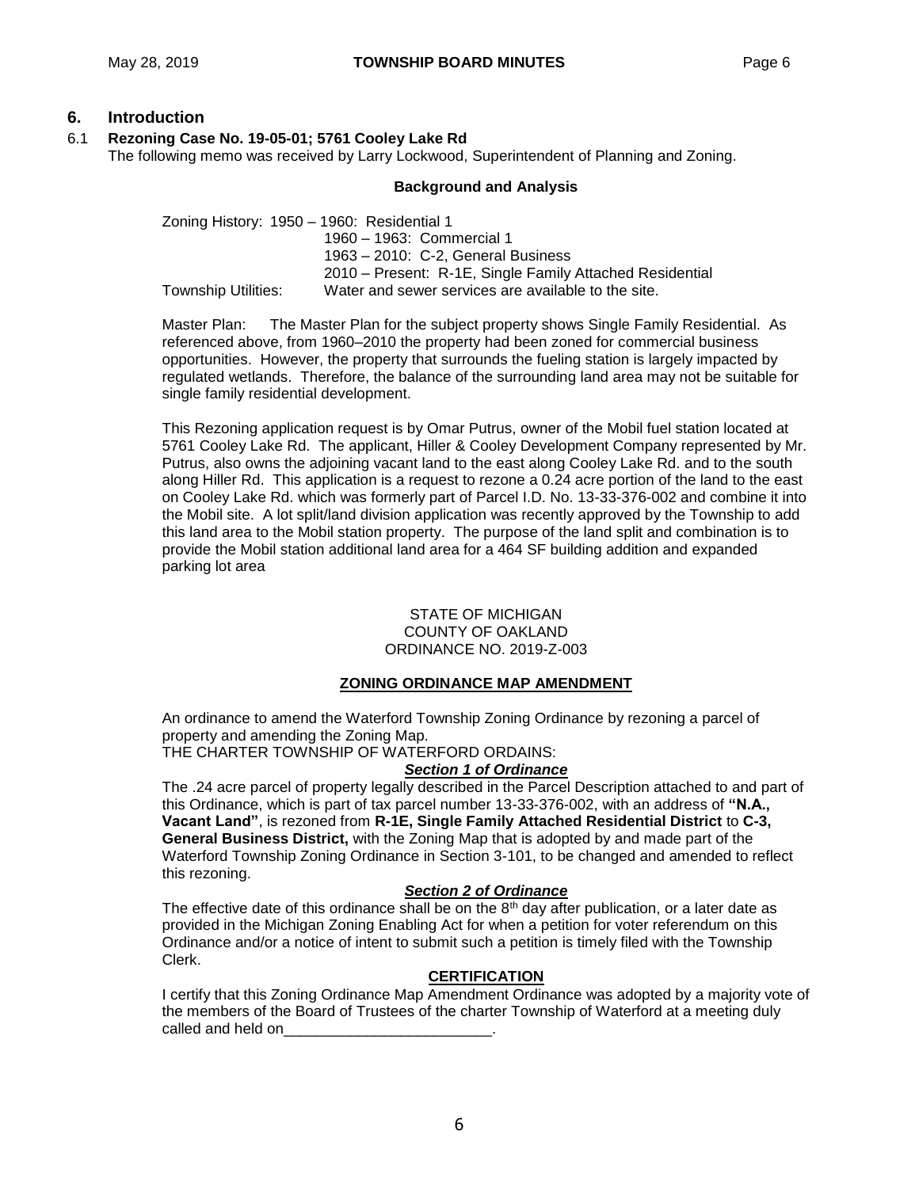## 6. Introduction

### 6.1 Rezoning Case No. 19-05-01; 5761 Cooley Lake Rd

The following memo was received by Larry Lockwood, Superintendent of Planning and Zoning.

**Background and Analysis**

Zoning History: 1950 – 1960: Residential 1
1960 – 1963: Commercial 1
1963 – 2010: C-2, General Business
2010 – Present: R-1E, Single Family Attached Residential

Township Utilities: Water and sewer services are available to the site.

Master Plan: The Master Plan for the subject property shows Single Family Residential. As referenced above, from 1960–2010 the property had been zoned for commercial business opportunities. However, the property that surrounds the fueling station is largely impacted by regulated wetlands. Therefore, the balance of the surrounding land area may not be suitable for single family residential development.

This Rezoning application request is by Omar Putrus, owner of the Mobil fuel station located at 5761 Cooley Lake Rd. The applicant, Hiller & Cooley Development Company represented by Mr. Putrus, also owns the adjoining vacant land to the east along Cooley Lake Rd. and to the south along Hiller Rd. This application is a request to rezone a 0.24 acre portion of the land to the east on Cooley Lake Rd. which was formerly part of Parcel I.D. No. 13-33-376-002 and combine it into the Mobil site. A lot split/land division application was recently approved by the Township to add this land area to the Mobil station property. The purpose of the land split and combination is to provide the Mobil station additional land area for a 464 SF building addition and expanded parking lot area

STATE OF MICHIGAN
COUNTY OF OAKLAND
ORDINANCE NO. 2019-Z-003

**ZONING ORDINANCE MAP AMENDMENT**

An ordinance to amend the Waterford Township Zoning Ordinance by rezoning a parcel of property and amending the Zoning Map.
THE CHARTER TOWNSHIP OF WATERFORD ORDAINS:

***Section 1 of Ordinance***

The .24 acre parcel of property legally described in the Parcel Description attached to and part of this Ordinance, which is part of tax parcel number 13-33-376-002, with an address of **"N.A., Vacant Land"**, is rezoned from **R-1E, Single Family Attached Residential District** to **C-3, General Business District,** with the Zoning Map that is adopted by and made part of the Waterford Township Zoning Ordinance in Section 3-101, to be changed and amended to reflect this rezoning.

***Section 2 of Ordinance***

The effective date of this ordinance shall be on the 8th day after publication, or a later date as provided in the Michigan Zoning Enabling Act for when a petition for voter referendum on this Ordinance and/or a notice of intent to submit such a petition is timely filed with the Township Clerk.

**CERTIFICATION**

I certify that this Zoning Ordinance Map Amendment Ordinance was adopted by a majority vote of the members of the Board of Trustees of the charter Township of Waterford at a meeting duly called and held on_________________________.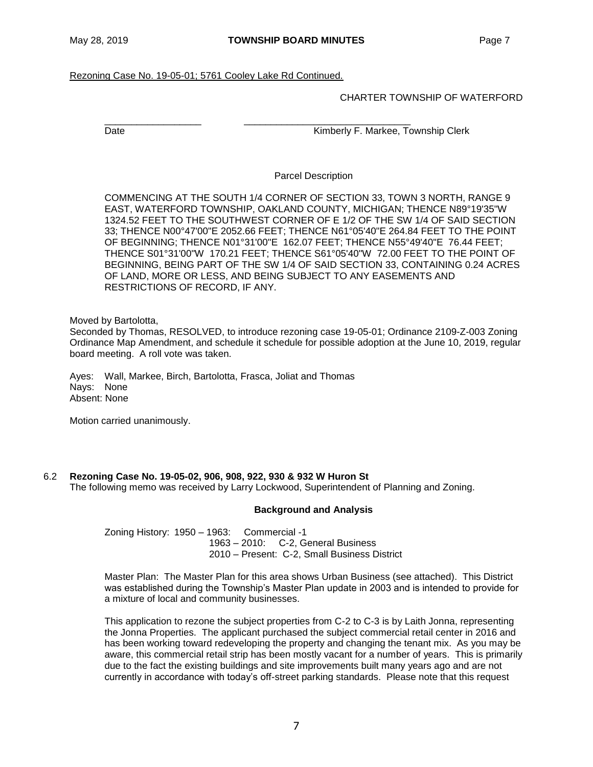Rezoning Case No. 19-05-01; 5761 Cooley Lake Rd Continued.

CHARTER TOWNSHIP OF WATERFORD

\_\_\_\_\_\_\_\_\_\_\_\_\_\_\_\_\_\_ \_\_\_\_\_\_\_\_\_\_\_\_\_\_\_\_\_\_\_\_\_\_\_\_\_\_\_\_\_\_\_\_

Date Kimberly F. Markee, Township Clerk

Parcel Description

COMMENCING AT THE SOUTH 1/4 CORNER OF SECTION 33, TOWN 3 NORTH, RANGE 9 EAST, WATERFORD TOWNSHIP, OAKLAND COUNTY, MICHIGAN; THENCE N89°19'35"W 1324.52 FEET TO THE SOUTHWEST CORNER OF E 1/2 OF THE SW 1/4 OF SAID SECTION 33; THENCE N00°47'00"E 2052.66 FEET; THENCE N61°05'40"E 264.84 FEET TO THE POINT OF BEGINNING; THENCE N01°31'00"E 162.07 FEET; THENCE N55°49'40"E 76.44 FEET; THENCE S01°31'00"W 170.21 FEET; THENCE S61°05'40"W 72.00 FEET TO THE POINT OF BEGINNING, BEING PART OF THE SW 1/4 OF SAID SECTION 33, CONTAINING 0.24 ACRES OF LAND, MORE OR LESS, AND BEING SUBJECT TO ANY EASEMENTS AND RESTRICTIONS OF RECORD, IF ANY.

Moved by Bartolotta,
Seconded by Thomas, RESOLVED, to introduce rezoning case 19-05-01; Ordinance 2109-Z-003 Zoning Ordinance Map Amendment, and schedule it schedule for possible adoption at the June 10, 2019, regular board meeting. A roll vote was taken.

Ayes: Wall, Markee, Birch, Bartolotta, Frasca, Joliat and Thomas
Nays: None
Absent: None

Motion carried unanimously.

6.2 **Rezoning Case No. 19-05-02, 906, 908, 922, 930 & 932 W Huron St**
The following memo was received by Larry Lockwood, Superintendent of Planning and Zoning.

**Background and Analysis**

Zoning History: 1950 – 1963: Commercial -1
1963 – 2010: C-2, General Business
2010 – Present: C-2, Small Business District

Master Plan: The Master Plan for this area shows Urban Business (see attached). This District was established during the Township's Master Plan update in 2003 and is intended to provide for a mixture of local and community businesses.

This application to rezone the subject properties from C-2 to C-3 is by Laith Jonna, representing the Jonna Properties. The applicant purchased the subject commercial retail center in 2016 and has been working toward redeveloping the property and changing the tenant mix. As you may be aware, this commercial retail strip has been mostly vacant for a number of years. This is primarily due to the fact the existing buildings and site improvements built many years ago and are not currently in accordance with today's off-street parking standards. Please note that this request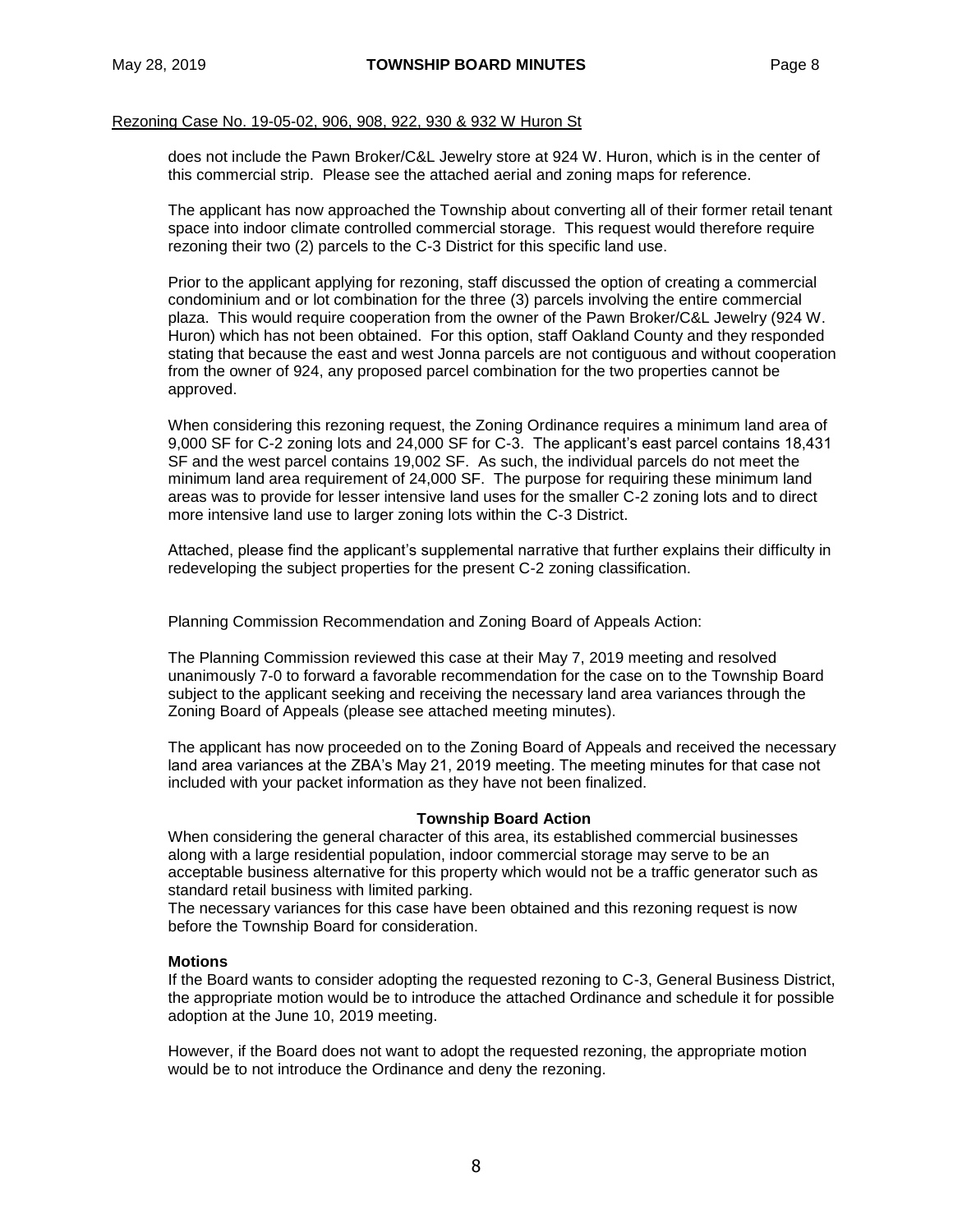Rezoning Case No. 19-05-02, 906, 908, 922, 930 & 932 W Huron St

does not include the Pawn Broker/C&L Jewelry store at 924 W. Huron, which is in the center of this commercial strip. Please see the attached aerial and zoning maps for reference.

The applicant has now approached the Township about converting all of their former retail tenant space into indoor climate controlled commercial storage. This request would therefore require rezoning their two (2) parcels to the C-3 District for this specific land use.

Prior to the applicant applying for rezoning, staff discussed the option of creating a commercial condominium and or lot combination for the three (3) parcels involving the entire commercial plaza. This would require cooperation from the owner of the Pawn Broker/C&L Jewelry (924 W. Huron) which has not been obtained. For this option, staff Oakland County and they responded stating that because the east and west Jonna parcels are not contiguous and without cooperation from the owner of 924, any proposed parcel combination for the two properties cannot be approved.

When considering this rezoning request, the Zoning Ordinance requires a minimum land area of 9,000 SF for C-2 zoning lots and 24,000 SF for C-3. The applicant's east parcel contains 18,431 SF and the west parcel contains 19,002 SF. As such, the individual parcels do not meet the minimum land area requirement of 24,000 SF. The purpose for requiring these minimum land areas was to provide for lesser intensive land uses for the smaller C-2 zoning lots and to direct more intensive land use to larger zoning lots within the C-3 District.

Attached, please find the applicant's supplemental narrative that further explains their difficulty in redeveloping the subject properties for the present C-2 zoning classification.

Planning Commission Recommendation and Zoning Board of Appeals Action:

The Planning Commission reviewed this case at their May 7, 2019 meeting and resolved unanimously 7-0 to forward a favorable recommendation for the case on to the Township Board subject to the applicant seeking and receiving the necessary land area variances through the Zoning Board of Appeals (please see attached meeting minutes).

The applicant has now proceeded on to the Zoning Board of Appeals and received the necessary land area variances at the ZBA's May 21, 2019 meeting. The meeting minutes for that case not included with your packet information as they have not been finalized.

**Township Board Action**

When considering the general character of this area, its established commercial businesses along with a large residential population, indoor commercial storage may serve to be an acceptable business alternative for this property which would not be a traffic generator such as standard retail business with limited parking.

The necessary variances for this case have been obtained and this rezoning request is now before the Township Board for consideration.

**Motions**

If the Board wants to consider adopting the requested rezoning to C-3, General Business District, the appropriate motion would be to introduce the attached Ordinance and schedule it for possible adoption at the June 10, 2019 meeting.

However, if the Board does not want to adopt the requested rezoning, the appropriate motion would be to not introduce the Ordinance and deny the rezoning.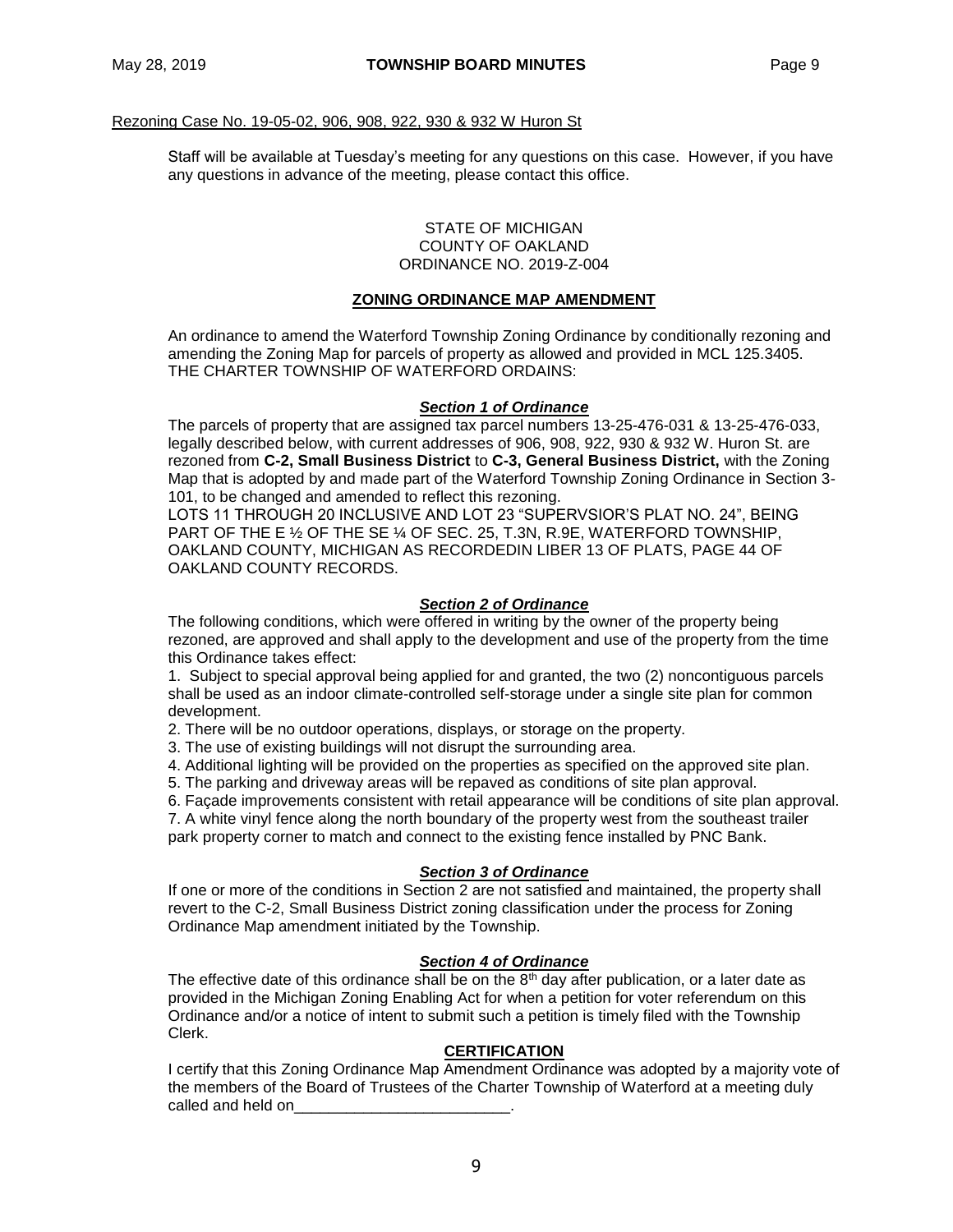Rezoning Case No. 19-05-02, 906, 908, 922, 930 & 932 W Huron St

Staff will be available at Tuesday's meeting for any questions on this case. However, if you have any questions in advance of the meeting, please contact this office.

STATE OF MICHIGAN
COUNTY OF OAKLAND
ORDINANCE NO. 2019-Z-004

**ZONING ORDINANCE MAP AMENDMENT**

An ordinance to amend the Waterford Township Zoning Ordinance by conditionally rezoning and amending the Zoning Map for parcels of property as allowed and provided in MCL 125.3405.
THE CHARTER TOWNSHIP OF WATERFORD ORDAINS:

***Section 1 of Ordinance***

The parcels of property that are assigned tax parcel numbers 13-25-476-031 & 13-25-476-033, legally described below, with current addresses of 906, 908, 922, 930 & 932 W. Huron St. are rezoned from **C-2, Small Business District** to **C-3, General Business District,** with the Zoning Map that is adopted by and made part of the Waterford Township Zoning Ordinance in Section 3-101, to be changed and amended to reflect this rezoning.
LOTS 11 THROUGH 20 INCLUSIVE AND LOT 23 "SUPERVSIOR'S PLAT NO. 24", BEING PART OF THE E ½ OF THE SE ¼ OF SEC. 25, T.3N, R.9E, WATERFORD TOWNSHIP, OAKLAND COUNTY, MICHIGAN AS RECORDEDIN LIBER 13 OF PLATS, PAGE 44 OF OAKLAND COUNTY RECORDS.

***Section 2 of Ordinance***

The following conditions, which were offered in writing by the owner of the property being rezoned, are approved and shall apply to the development and use of the property from the time this Ordinance takes effect:

1. Subject to special approval being applied for and granted, the two (2) noncontiguous parcels shall be used as an indoor climate-controlled self-storage under a single site plan for common development.
2. There will be no outdoor operations, displays, or storage on the property.
3. The use of existing buildings will not disrupt the surrounding area.
4. Additional lighting will be provided on the properties as specified on the approved site plan.
5. The parking and driveway areas will be repaved as conditions of site plan approval.
6. Façade improvements consistent with retail appearance will be conditions of site plan approval.
7. A white vinyl fence along the north boundary of the property west from the southeast trailer park property corner to match and connect to the existing fence installed by PNC Bank.

***Section 3 of Ordinance***

If one or more of the conditions in Section 2 are not satisfied and maintained, the property shall revert to the C-2, Small Business District zoning classification under the process for Zoning Ordinance Map amendment initiated by the Township.

***Section 4 of Ordinance***

The effective date of this ordinance shall be on the 8th day after publication, or a later date as provided in the Michigan Zoning Enabling Act for when a petition for voter referendum on this Ordinance and/or a notice of intent to submit such a petition is timely filed with the Township Clerk.

**CERTIFICATION**

I certify that this Zoning Ordinance Map Amendment Ordinance was adopted by a majority vote of the members of the Board of Trustees of the Charter Township of Waterford at a meeting duly called and held on_________________________.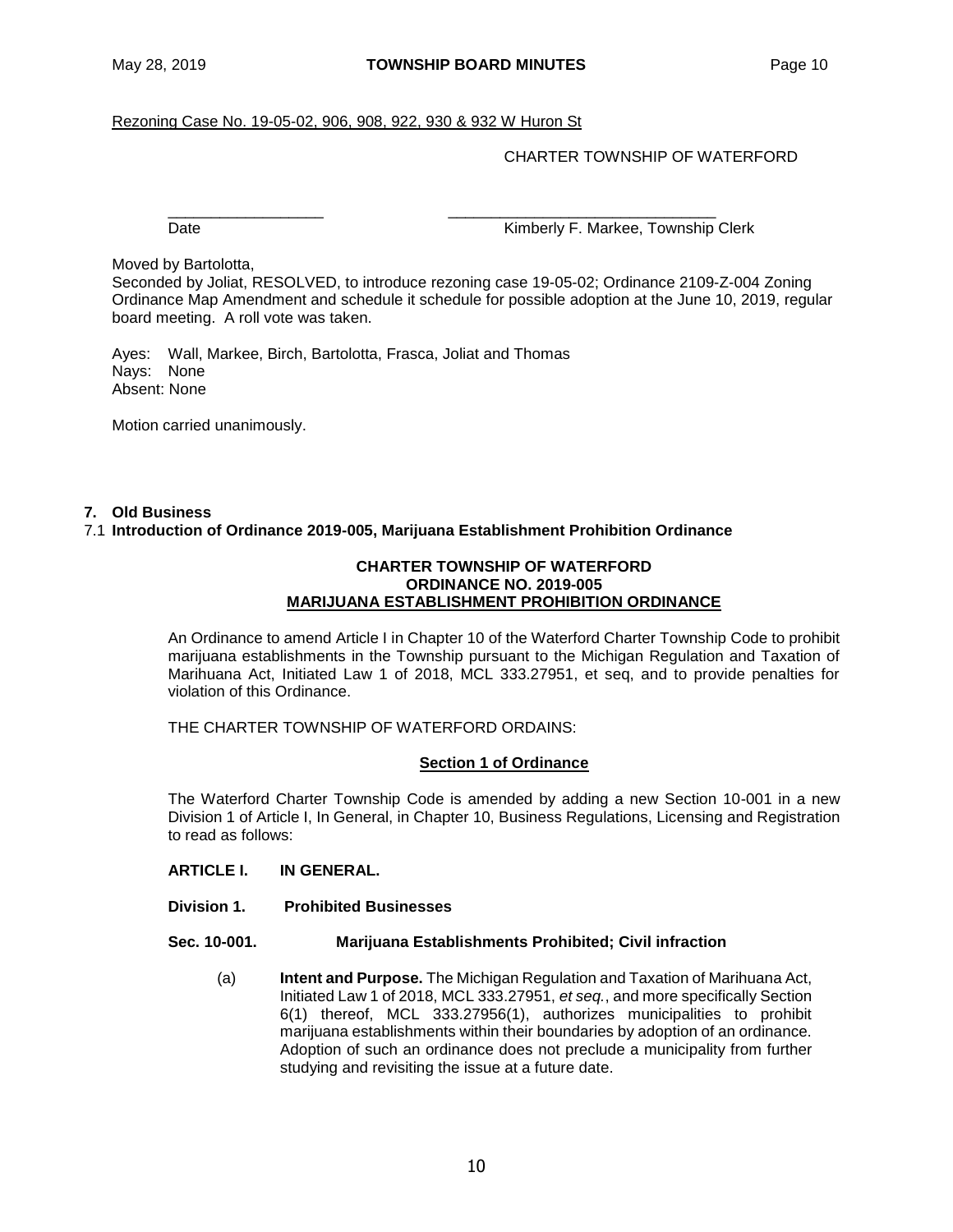Rezoning Case No. 19-05-02, 906, 908, 922, 930 & 932 W Huron St

CHARTER TOWNSHIP OF WATERFORD

\_\_\_\_\_\_\_\_\_\_\_\_\_\_\_\_\_\_ \_\_\_\_\_\_\_\_\_\_\_\_\_\_\_\_\_\_\_\_\_\_\_\_\_\_\_\_\_\_\_

Date Kimberly F. Markee, Township Clerk

Moved by Bartolotta,
Seconded by Joliat, RESOLVED, to introduce rezoning case 19-05-02; Ordinance 2109-Z-004 Zoning Ordinance Map Amendment and schedule it schedule for possible adoption at the June 10, 2019, regular board meeting. A roll vote was taken.

Ayes: Wall, Markee, Birch, Bartolotta, Frasca, Joliat and Thomas
Nays: None
Absent: None

Motion carried unanimously.

**7. Old Business**

7.1 **Introduction of Ordinance 2019-005, Marijuana Establishment Prohibition Ordinance**

**CHARTER TOWNSHIP OF WATERFORD**
**ORDINANCE NO. 2019-005**
**MARIJUANA ESTABLISHMENT PROHIBITION ORDINANCE**

An Ordinance to amend Article I in Chapter 10 of the Waterford Charter Township Code to prohibit marijuana establishments in the Township pursuant to the Michigan Regulation and Taxation of Marihuana Act, Initiated Law 1 of 2018, MCL 333.27951, et seq, and to provide penalties for violation of this Ordinance.

THE CHARTER TOWNSHIP OF WATERFORD ORDAINS:

**Section 1 of Ordinance**

The Waterford Charter Township Code is amended by adding a new Section 10-001 in a new Division 1 of Article I, In General, in Chapter 10, Business Regulations, Licensing and Registration to read as follows:

**ARTICLE I. IN GENERAL.**

**Division 1. Prohibited Businesses**

**Sec. 10-001. Marijuana Establishments Prohibited; Civil infraction**

(a) **Intent and Purpose.** The Michigan Regulation and Taxation of Marihuana Act, Initiated Law 1 of 2018, MCL 333.27951, *et seq.*, and more specifically Section 6(1) thereof, MCL 333.27956(1), authorizes municipalities to prohibit marijuana establishments within their boundaries by adoption of an ordinance. Adoption of such an ordinance does not preclude a municipality from further studying and revisiting the issue at a future date.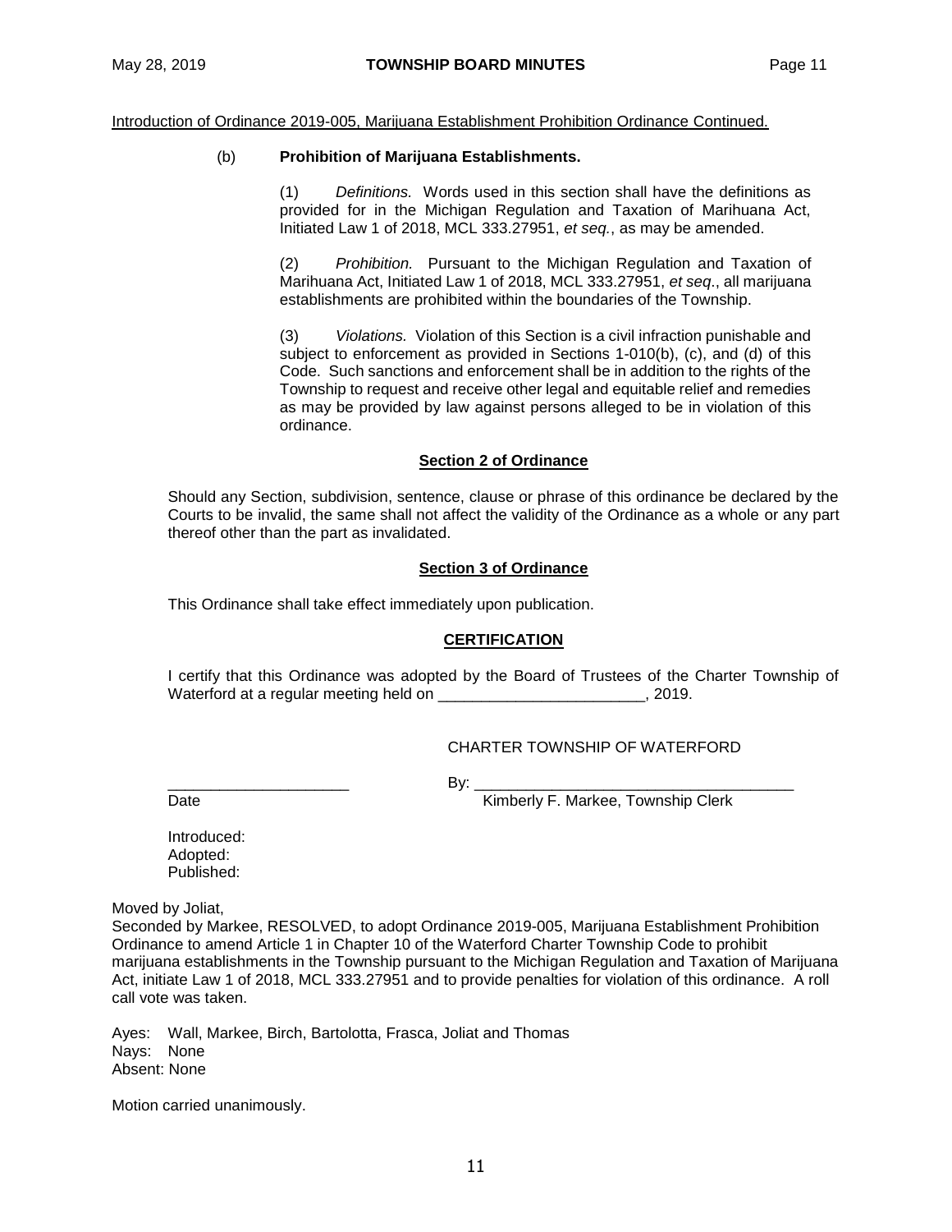Introduction of Ordinance 2019-005, Marijuana Establishment Prohibition Ordinance Continued.

(b) **Prohibition of Marijuana Establishments.**

(1) *Definitions.* Words used in this section shall have the definitions as provided for in the Michigan Regulation and Taxation of Marihuana Act, Initiated Law 1 of 2018, MCL 333.27951, *et seq.*, as may be amended.

(2) *Prohibition.* Pursuant to the Michigan Regulation and Taxation of Marihuana Act, Initiated Law 1 of 2018, MCL 333.27951, *et seq*., all marijuana establishments are prohibited within the boundaries of the Township.

(3) *Violations.* Violation of this Section is a civil infraction punishable and subject to enforcement as provided in Sections 1-010(b), (c), and (d) of this Code. Such sanctions and enforcement shall be in addition to the rights of the Township to request and receive other legal and equitable relief and remedies as may be provided by law against persons alleged to be in violation of this ordinance.

**Section 2 of Ordinance**

Should any Section, subdivision, sentence, clause or phrase of this ordinance be declared by the Courts to be invalid, the same shall not affect the validity of the Ordinance as a whole or any part thereof other than the part as invalidated.

**Section 3 of Ordinance**

This Ordinance shall take effect immediately upon publication.

**CERTIFICATION**

I certify that this Ordinance was adopted by the Board of Trustees of the Charter Township of Waterford at a regular meeting held on ________________________, 2019.

CHARTER TOWNSHIP OF WATERFORD

_____________________ By: _____________________________________

Date Kimberly F. Markee, Township Clerk

Introduced:
Adopted:
Published:

Moved by Joliat,
Seconded by Markee, RESOLVED, to adopt Ordinance 2019-005, Marijuana Establishment Prohibition Ordinance to amend Article 1 in Chapter 10 of the Waterford Charter Township Code to prohibit marijuana establishments in the Township pursuant to the Michigan Regulation and Taxation of Marijuana Act, initiate Law 1 of 2018, MCL 333.27951 and to provide penalties for violation of this ordinance. A roll call vote was taken.

Ayes: Wall, Markee, Birch, Bartolotta, Frasca, Joliat and Thomas
Nays: None
Absent: None

Motion carried unanimously.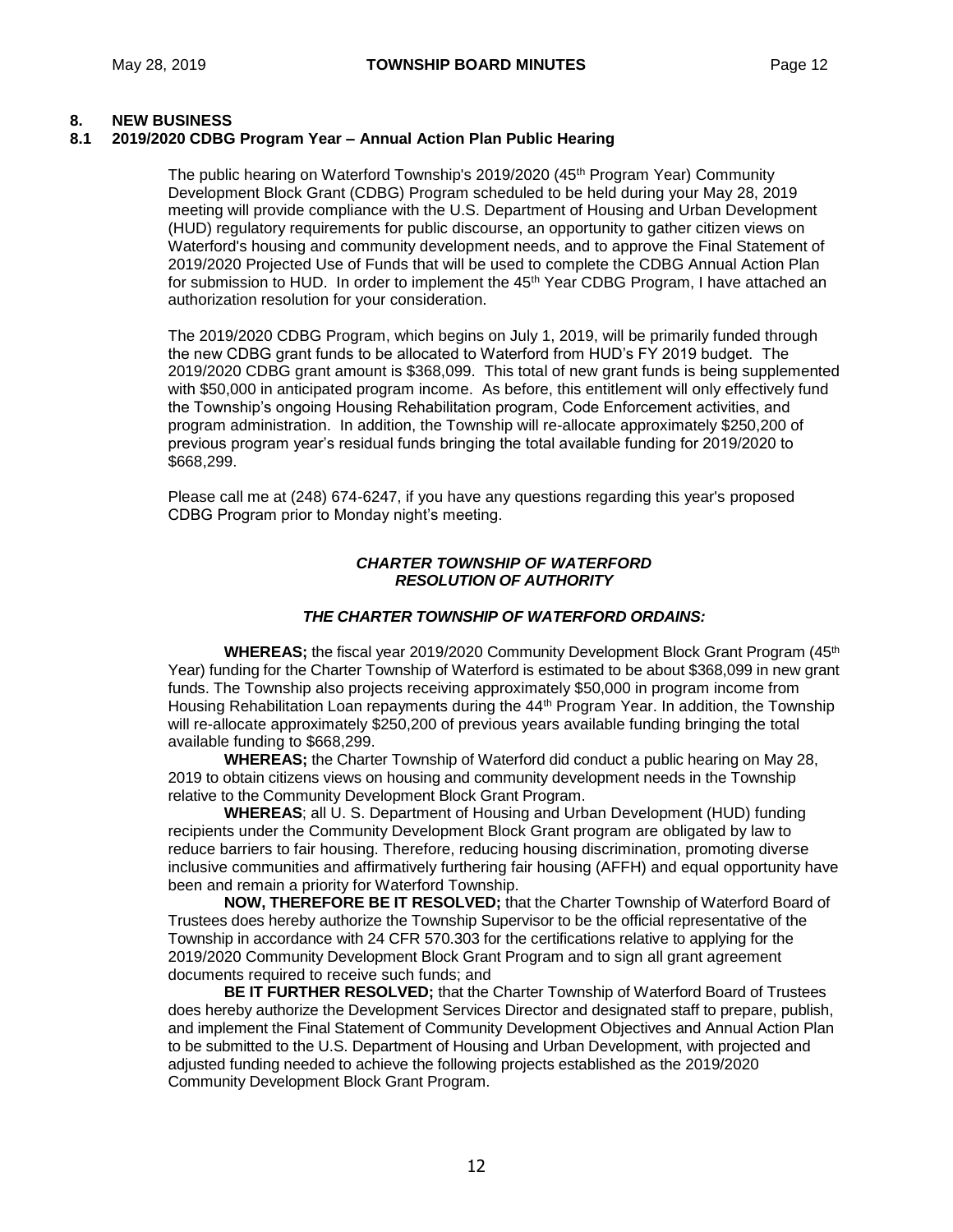## 8. NEW BUSINESS

### 8.1 2019/2020 CDBG Program Year – Annual Action Plan Public Hearing

The public hearing on Waterford Township's 2019/2020 (45th Program Year) Community Development Block Grant (CDBG) Program scheduled to be held during your May 28, 2019 meeting will provide compliance with the U.S. Department of Housing and Urban Development (HUD) regulatory requirements for public discourse, an opportunity to gather citizen views on Waterford's housing and community development needs, and to approve the Final Statement of 2019/2020 Projected Use of Funds that will be used to complete the CDBG Annual Action Plan for submission to HUD. In order to implement the 45th Year CDBG Program, I have attached an authorization resolution for your consideration.

The 2019/2020 CDBG Program, which begins on July 1, 2019, will be primarily funded through the new CDBG grant funds to be allocated to Waterford from HUD's FY 2019 budget. The 2019/2020 CDBG grant amount is $368,099. This total of new grant funds is being supplemented with $50,000 in anticipated program income. As before, this entitlement will only effectively fund the Township's ongoing Housing Rehabilitation program, Code Enforcement activities, and program administration. In addition, the Township will re-allocate approximately $250,200 of previous program year's residual funds bringing the total available funding for 2019/2020 to $668,299.

Please call me at (248) 674-6247, if you have any questions regarding this year's proposed CDBG Program prior to Monday night's meeting.

***CHARTER TOWNSHIP OF WATERFORD***
***RESOLUTION OF AUTHORITY***

***THE CHARTER TOWNSHIP OF WATERFORD ORDAINS:***

**WHEREAS;** the fiscal year 2019/2020 Community Development Block Grant Program (45th Year) funding for the Charter Township of Waterford is estimated to be about $368,099 in new grant funds. The Township also projects receiving approximately $50,000 in program income from Housing Rehabilitation Loan repayments during the 44th Program Year. In addition, the Township will re-allocate approximately $250,200 of previous years available funding bringing the total available funding to $668,299.

**WHEREAS;** the Charter Township of Waterford did conduct a public hearing on May 28, 2019 to obtain citizens views on housing and community development needs in the Township relative to the Community Development Block Grant Program.

**WHEREAS**; all U. S. Department of Housing and Urban Development (HUD) funding recipients under the Community Development Block Grant program are obligated by law to reduce barriers to fair housing. Therefore, reducing housing discrimination, promoting diverse inclusive communities and affirmatively furthering fair housing (AFFH) and equal opportunity have been and remain a priority for Waterford Township.

**NOW, THEREFORE BE IT RESOLVED;** that the Charter Township of Waterford Board of Trustees does hereby authorize the Township Supervisor to be the official representative of the Township in accordance with 24 CFR 570.303 for the certifications relative to applying for the 2019/2020 Community Development Block Grant Program and to sign all grant agreement documents required to receive such funds; and

**BE IT FURTHER RESOLVED;** that the Charter Township of Waterford Board of Trustees does hereby authorize the Development Services Director and designated staff to prepare, publish, and implement the Final Statement of Community Development Objectives and Annual Action Plan to be submitted to the U.S. Department of Housing and Urban Development, with projected and adjusted funding needed to achieve the following projects established as the 2019/2020 Community Development Block Grant Program.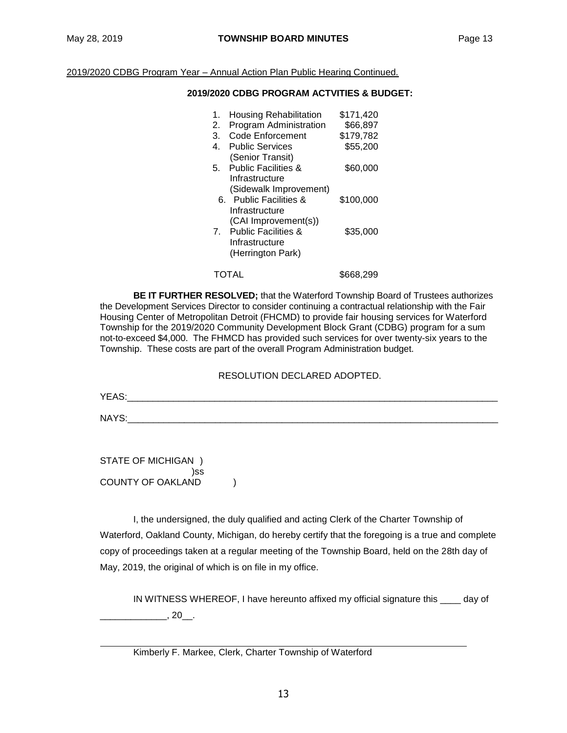2019/2020 CDBG Program Year – Annual Action Plan Public Hearing Continued.

**2019/2020 CDBG PROGRAM ACTVITIES & BUDGET:**

| | Activity | Budget |
|---|---|---|
| 1. | Housing Rehabilitation | $171,420 |
| 2. | Program Administration | $66,897 |
| 3. | Code Enforcement | $179,782 |
| 4. | Public Services (Senior Transit) | $55,200 |
| 5. | Public Facilities & Infrastructure (Sidewalk Improvement) | $60,000 |
| 6. | Public Facilities & Infrastructure (CAI Improvement(s)) | $100,000 |
| 7. | Public Facilities & Infrastructure (Herrington Park) | $35,000 |
| | TOTAL | $668,299 |

**BE IT FURTHER RESOLVED;** that the Waterford Township Board of Trustees authorizes the Development Services Director to consider continuing a contractual relationship with the Fair Housing Center of Metropolitan Detroit (FHCMD) to provide fair housing services for Waterford Township for the 2019/2020 Community Development Block Grant (CDBG) program for a sum not-to-exceed $4,000. The FHMCD has provided such services for over twenty-six years to the Township. These costs are part of the overall Program Administration budget.

RESOLUTION DECLARED ADOPTED.

YEAS:\_\_\_\_\_\_\_\_\_\_\_\_\_\_\_\_\_\_\_\_\_\_\_\_\_\_\_\_\_\_\_\_\_\_\_\_\_\_\_\_\_\_\_\_\_\_\_\_\_\_\_\_\_\_\_\_\_\_\_\_\_\_\_\_\_\_\_\_\_\_

NAYS:\_\_\_\_\_\_\_\_\_\_\_\_\_\_\_\_\_\_\_\_\_\_\_\_\_\_\_\_\_\_\_\_\_\_\_\_\_\_\_\_\_\_\_\_\_\_\_\_\_\_\_\_\_\_\_\_\_\_\_\_\_\_\_\_\_\_\_\_\_\_

STATE OF MICHIGAN )
)ss
COUNTY OF OAKLAND )

I, the undersigned, the duly qualified and acting Clerk of the Charter Township of Waterford, Oakland County, Michigan, do hereby certify that the foregoing is a true and complete copy of proceedings taken at a regular meeting of the Township Board, held on the 28th day of May, 2019, the original of which is on file in my office.

IN WITNESS WHEREOF, I have hereunto affixed my official signature this \_\_\_\_ day of \_\_\_\_\_\_\_\_\_\_\_\_\_, 20\_\_.

\_\_\_\_\_\_\_\_\_\_\_\_\_\_\_\_\_\_\_\_\_\_\_\_\_\_\_\_\_\_\_\_\_\_\_\_\_\_\_\_\_\_\_\_\_\_\_\_\_\_\_\_\_\_\_\_\_\_\_\_

Kimberly F. Markee, Clerk, Charter Township of Waterford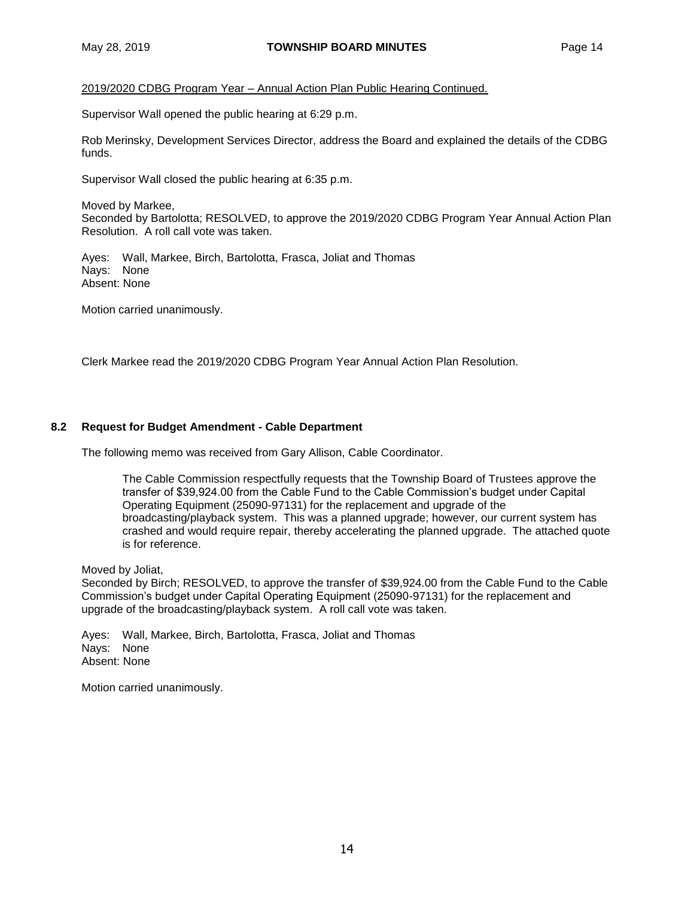2019/2020 CDBG Program Year – Annual Action Plan Public Hearing Continued.

Supervisor Wall opened the public hearing at 6:29 p.m.

Rob Merinsky, Development Services Director, address the Board and explained the details of the CDBG funds.

Supervisor Wall closed the public hearing at 6:35 p.m.

Moved by Markee,
Seconded by Bartolotta; RESOLVED, to approve the 2019/2020 CDBG Program Year Annual Action Plan Resolution. A roll call vote was taken.

Ayes: Wall, Markee, Birch, Bartolotta, Frasca, Joliat and Thomas
Nays: None
Absent: None

Motion carried unanimously.

Clerk Markee read the 2019/2020 CDBG Program Year Annual Action Plan Resolution.

## 8.2 Request for Budget Amendment - Cable Department

The following memo was received from Gary Allison, Cable Coordinator.

> The Cable Commission respectfully requests that the Township Board of Trustees approve the transfer of $39,924.00 from the Cable Fund to the Cable Commission's budget under Capital Operating Equipment (25090-97131) for the replacement and upgrade of the broadcasting/playback system. This was a planned upgrade; however, our current system has crashed and would require repair, thereby accelerating the planned upgrade. The attached quote is for reference.

Moved by Joliat,
Seconded by Birch; RESOLVED, to approve the transfer of $39,924.00 from the Cable Fund to the Cable Commission's budget under Capital Operating Equipment (25090-97131) for the replacement and upgrade of the broadcasting/playback system. A roll call vote was taken.

Ayes: Wall, Markee, Birch, Bartolotta, Frasca, Joliat and Thomas
Nays: None
Absent: None

Motion carried unanimously.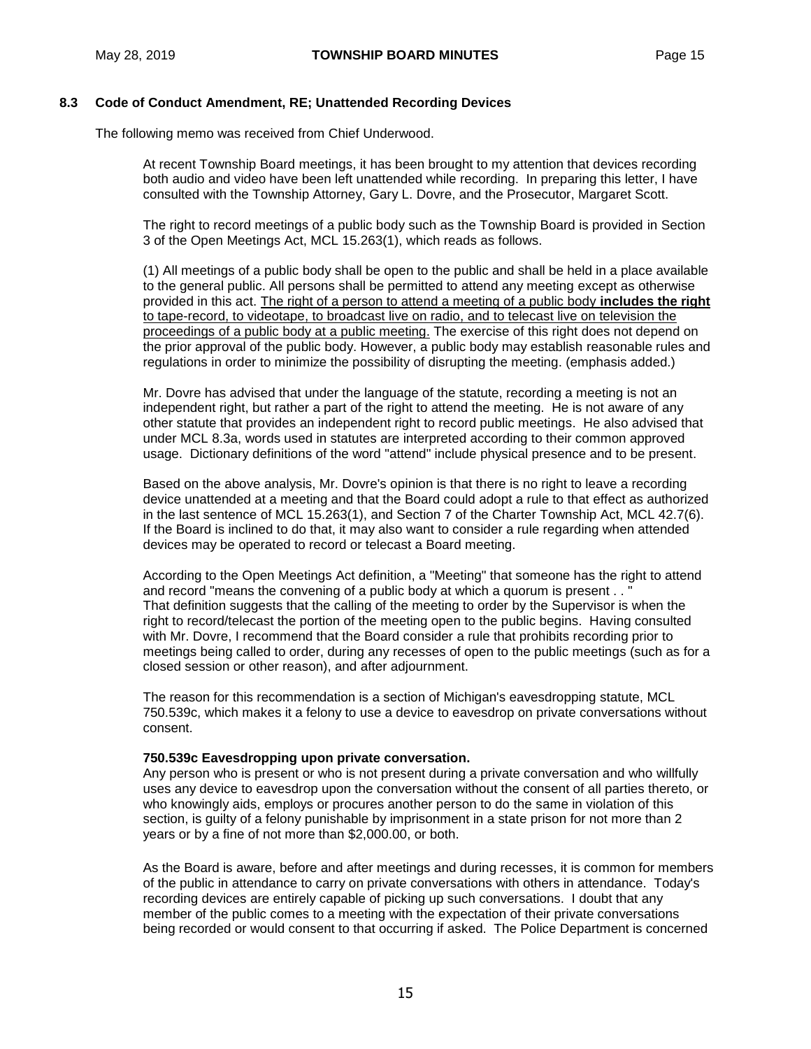### 8.3 Code of Conduct Amendment, RE; Unattended Recording Devices

The following memo was received from Chief Underwood.

> At recent Township Board meetings, it has been brought to my attention that devices recording both audio and video have been left unattended while recording. In preparing this letter, I have consulted with the Township Attorney, Gary L. Dovre, and the Prosecutor, Margaret Scott.
>
> The right to record meetings of a public body such as the Township Board is provided in Section 3 of the Open Meetings Act, MCL 15.263(1), which reads as follows.
>
> (1) All meetings of a public body shall be open to the public and shall be held in a place available to the general public. All persons shall be permitted to attend any meeting except as otherwise provided in this act. <u>The right of a person to attend a meeting of a public body **includes the right** to tape-record, to videotape, to broadcast live on radio, and to telecast live on television the proceedings of a public body at a public meeting.</u> The exercise of this right does not depend on the prior approval of the public body. However, a public body may establish reasonable rules and regulations in order to minimize the possibility of disrupting the meeting. (emphasis added.)
>
> Mr. Dovre has advised that under the language of the statute, recording a meeting is not an independent right, but rather a part of the right to attend the meeting. He is not aware of any other statute that provides an independent right to record public meetings. He also advised that under MCL 8.3a, words used in statutes are interpreted according to their common approved usage. Dictionary definitions of the word "attend" include physical presence and to be present.
>
> Based on the above analysis, Mr. Dovre's opinion is that there is no right to leave a recording device unattended at a meeting and that the Board could adopt a rule to that effect as authorized in the last sentence of MCL 15.263(1), and Section 7 of the Charter Township Act, MCL 42.7(6). If the Board is inclined to do that, it may also want to consider a rule regarding when attended devices may be operated to record or telecast a Board meeting.
>
> According to the Open Meetings Act definition, a "Meeting" that someone has the right to attend and record "means the convening of a public body at which a quorum is present . . " That definition suggests that the calling of the meeting to order by the Supervisor is when the right to record/telecast the portion of the meeting open to the public begins. Having consulted with Mr. Dovre, I recommend that the Board consider a rule that prohibits recording prior to meetings being called to order, during any recesses of open to the public meetings (such as for a closed session or other reason), and after adjournment.
>
> The reason for this recommendation is a section of Michigan's eavesdropping statute, MCL 750.539c, which makes it a felony to use a device to eavesdrop on private conversations without consent.
>
> **750.539c Eavesdropping upon private conversation.**
> Any person who is present or who is not present during a private conversation and who willfully uses any device to eavesdrop upon the conversation without the consent of all parties thereto, or who knowingly aids, employs or procures another person to do the same in violation of this section, is guilty of a felony punishable by imprisonment in a state prison for not more than 2 years or by a fine of not more than $2,000.00, or both.
>
> As the Board is aware, before and after meetings and during recesses, it is common for members of the public in attendance to carry on private conversations with others in attendance. Today's recording devices are entirely capable of picking up such conversations. I doubt that any member of the public comes to a meeting with the expectation of their private conversations being recorded or would consent to that occurring if asked. The Police Department is concerned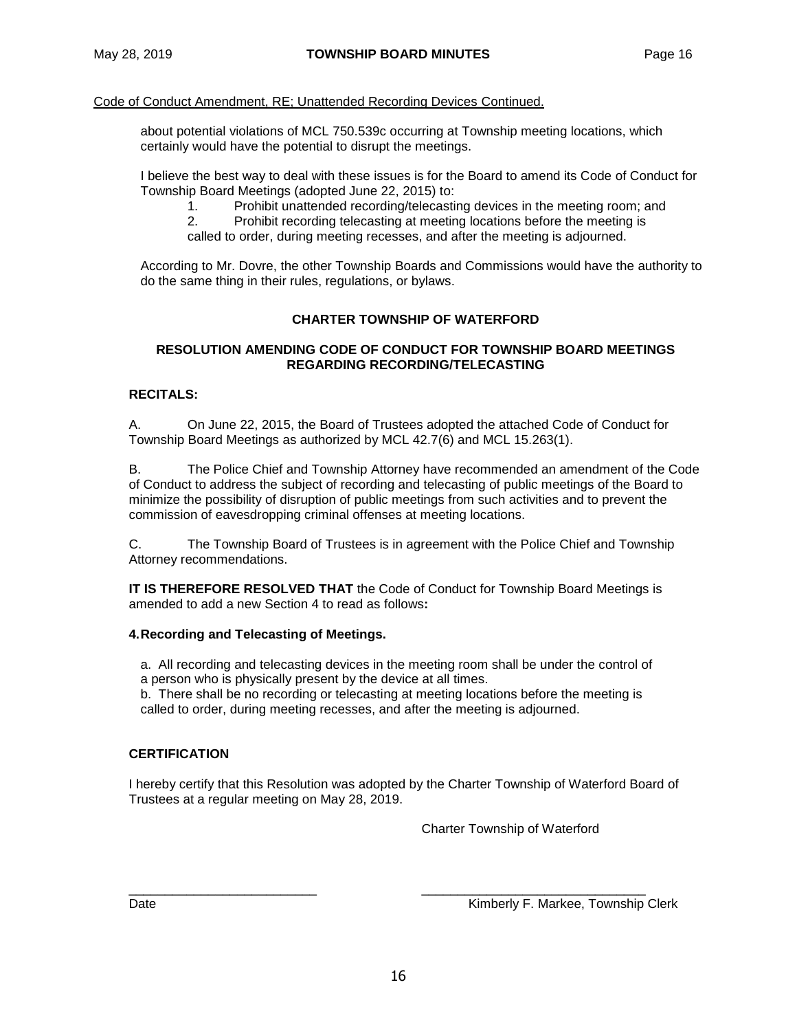Code of Conduct Amendment, RE; Unattended Recording Devices Continued.

about potential violations of MCL 750.539c occurring at Township meeting locations, which certainly would have the potential to disrupt the meetings.

I believe the best way to deal with these issues is for the Board to amend its Code of Conduct for Township Board Meetings (adopted June 22, 2015) to:

1. Prohibit unattended recording/telecasting devices in the meeting room; and
2. Prohibit recording telecasting at meeting locations before the meeting is called to order, during meeting recesses, and after the meeting is adjourned.

According to Mr. Dovre, the other Township Boards and Commissions would have the authority to do the same thing in their rules, regulations, or bylaws.

**CHARTER TOWNSHIP OF WATERFORD**

**RESOLUTION AMENDING CODE OF CONDUCT FOR TOWNSHIP BOARD MEETINGS REGARDING RECORDING/TELECASTING**

**RECITALS:**

A. On June 22, 2015, the Board of Trustees adopted the attached Code of Conduct for Township Board Meetings as authorized by MCL 42.7(6) and MCL 15.263(1).

B. The Police Chief and Township Attorney have recommended an amendment of the Code of Conduct to address the subject of recording and telecasting of public meetings of the Board to minimize the possibility of disruption of public meetings from such activities and to prevent the commission of eavesdropping criminal offenses at meeting locations.

C. The Township Board of Trustees is in agreement with the Police Chief and Township Attorney recommendations.

**IT IS THEREFORE RESOLVED THAT** the Code of Conduct for Township Board Meetings is amended to add a new Section 4 to read as follows**:**

**4. Recording and Telecasting of Meetings.**

a. All recording and telecasting devices in the meeting room shall be under the control of a person who is physically present by the device at all times.
b. There shall be no recording or telecasting at meeting locations before the meeting is called to order, during meeting recesses, and after the meeting is adjourned.

**CERTIFICATION**

I hereby certify that this Resolution was adopted by the Charter Township of Waterford Board of Trustees at a regular meeting on May 28, 2019.

Charter Township of Waterford

\_\_\_\_\_\_\_\_\_\_\_\_\_\_\_\_\_\_\_\_\_\_\_\_\_\_ \_\_\_\_\_\_\_\_\_\_\_\_\_\_\_\_\_\_\_\_\_\_\_\_\_\_\_\_\_\_\_
Date Kimberly F. Markee, Township Clerk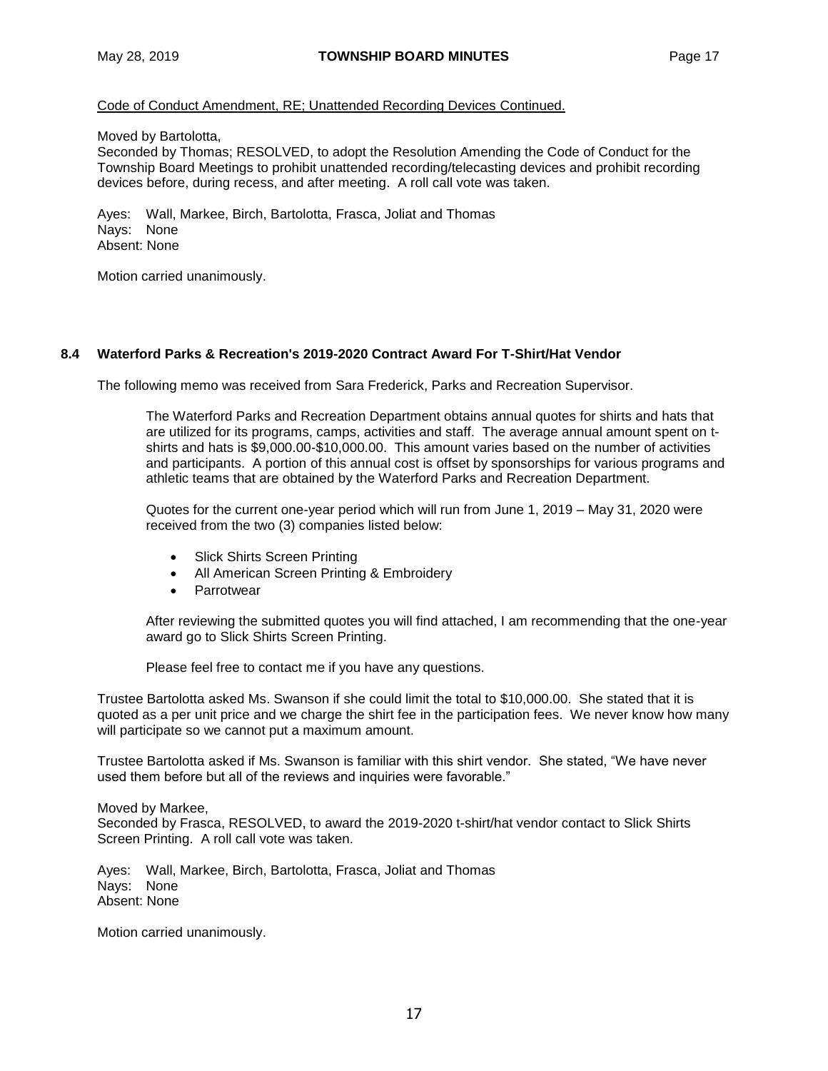Code of Conduct Amendment, RE; Unattended Recording Devices Continued.

Moved by Bartolotta,
Seconded by Thomas; RESOLVED, to adopt the Resolution Amending the Code of Conduct for the Township Board Meetings to prohibit unattended recording/telecasting devices and prohibit recording devices before, during recess, and after meeting. A roll call vote was taken.

Ayes: Wall, Markee, Birch, Bartolotta, Frasca, Joliat and Thomas
Nays: None
Absent: None

Motion carried unanimously.

### 8.4 Waterford Parks & Recreation's 2019-2020 Contract Award For T-Shirt/Hat Vendor

The following memo was received from Sara Frederick, Parks and Recreation Supervisor.

> The Waterford Parks and Recreation Department obtains annual quotes for shirts and hats that are utilized for its programs, camps, activities and staff. The average annual amount spent on t-shirts and hats is $9,000.00-$10,000.00. This amount varies based on the number of activities and participants. A portion of this annual cost is offset by sponsorships for various programs and athletic teams that are obtained by the Waterford Parks and Recreation Department.
>
> Quotes for the current one-year period which will run from June 1, 2019 – May 31, 2020 were received from the two (3) companies listed below:
>
> - Slick Shirts Screen Printing
> - All American Screen Printing & Embroidery
> - Parrotwear
>
> After reviewing the submitted quotes you will find attached, I am recommending that the one-year award go to Slick Shirts Screen Printing.
>
> Please feel free to contact me if you have any questions.

Trustee Bartolotta asked Ms. Swanson if she could limit the total to $10,000.00. She stated that it is quoted as a per unit price and we charge the shirt fee in the participation fees. We never know how many will participate so we cannot put a maximum amount.

Trustee Bartolotta asked if Ms. Swanson is familiar with this shirt vendor. She stated, "We have never used them before but all of the reviews and inquiries were favorable."

Moved by Markee,
Seconded by Frasca, RESOLVED, to award the 2019-2020 t-shirt/hat vendor contact to Slick Shirts Screen Printing. A roll call vote was taken.

Ayes: Wall, Markee, Birch, Bartolotta, Frasca, Joliat and Thomas
Nays: None
Absent: None

Motion carried unanimously.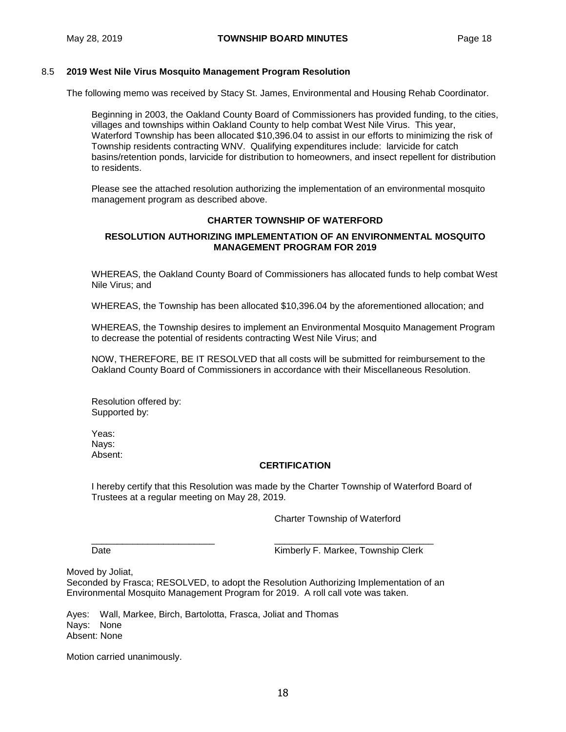### 8.5 **2019 West Nile Virus Mosquito Management Program Resolution**

The following memo was received by Stacy St. James, Environmental and Housing Rehab Coordinator.

> Beginning in 2003, the Oakland County Board of Commissioners has provided funding, to the cities, villages and townships within Oakland County to help combat West Nile Virus. This year, Waterford Township has been allocated $10,396.04 to assist in our efforts to minimizing the risk of Township residents contracting WNV. Qualifying expenditures include: larvicide for catch basins/retention ponds, larvicide for distribution to homeowners, and insect repellent for distribution to residents.
>
> Please see the attached resolution authorizing the implementation of an environmental mosquito management program as described above.

**CHARTER TOWNSHIP OF WATERFORD**

**RESOLUTION AUTHORIZING IMPLEMENTATION OF AN ENVIRONMENTAL MOSQUITO MANAGEMENT PROGRAM FOR 2019**

WHEREAS, the Oakland County Board of Commissioners has allocated funds to help combat West Nile Virus; and

WHEREAS, the Township has been allocated $10,396.04 by the aforementioned allocation; and

WHEREAS, the Township desires to implement an Environmental Mosquito Management Program to decrease the potential of residents contracting West Nile Virus; and

NOW, THEREFORE, BE IT RESOLVED that all costs will be submitted for reimbursement to the Oakland County Board of Commissioners in accordance with their Miscellaneous Resolution.

Resolution offered by:
Supported by:

Yeas:
Nays:
Absent:

**CERTIFICATION**

I hereby certify that this Resolution was made by the Charter Township of Waterford Board of Trustees at a regular meeting on May 28, 2019.

Charter Township of Waterford

________________________ &nbsp;&nbsp;&nbsp;&nbsp; ______________________________
Date &nbsp;&nbsp;&nbsp;&nbsp; Kimberly F. Markee, Township Clerk

Moved by Joliat,
Seconded by Frasca; RESOLVED, to adopt the Resolution Authorizing Implementation of an Environmental Mosquito Management Program for 2019. A roll call vote was taken.

Ayes: Wall, Markee, Birch, Bartolotta, Frasca, Joliat and Thomas
Nays: None
Absent: None

Motion carried unanimously.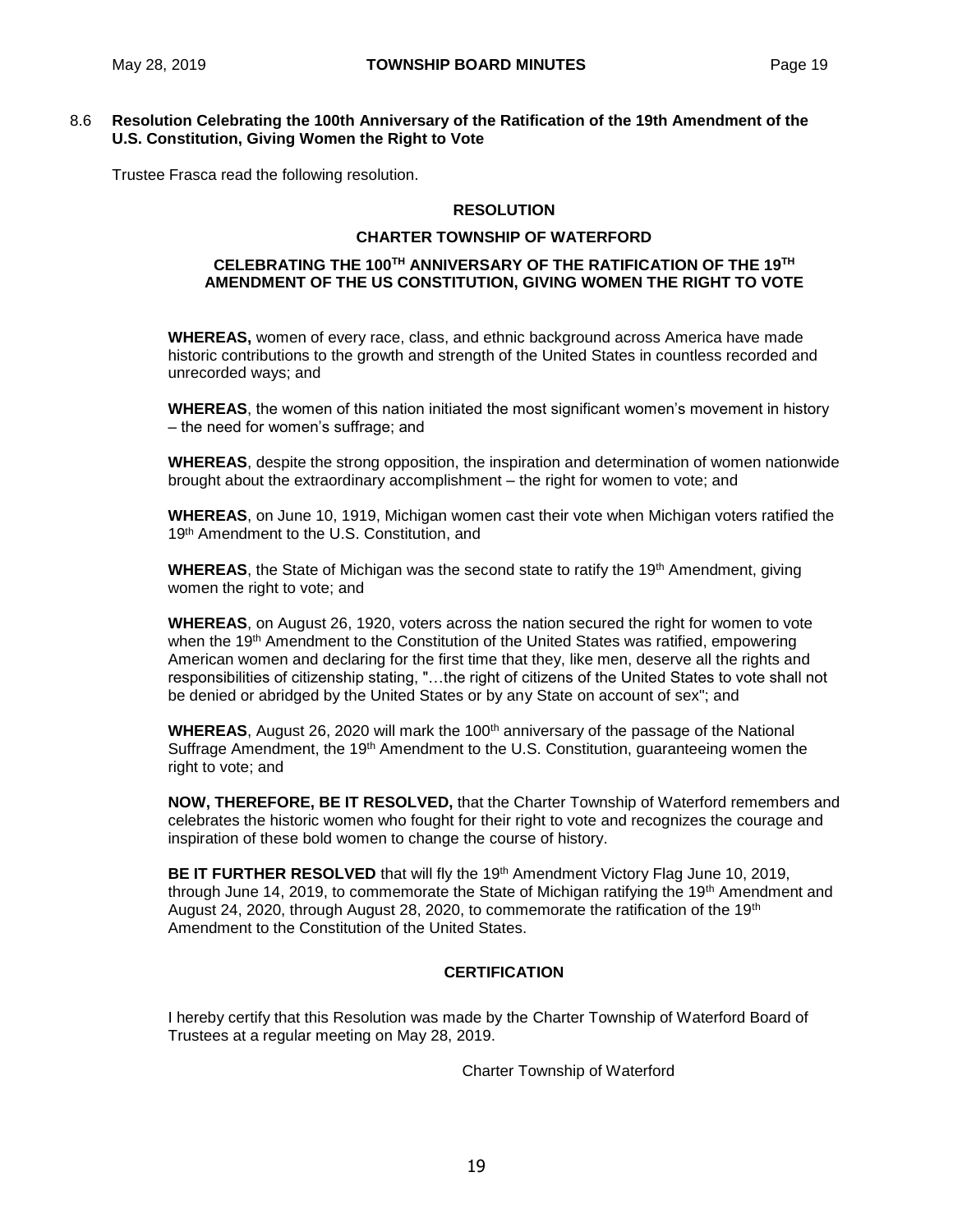8.6 **Resolution Celebrating the 100th Anniversary of the Ratification of the 19th Amendment of the U.S. Constitution, Giving Women the Right to Vote**

Trustee Frasca read the following resolution.

**RESOLUTION**

**CHARTER TOWNSHIP OF WATERFORD**

**CELEBRATING THE 100TH ANNIVERSARY OF THE RATIFICATION OF THE 19TH AMENDMENT OF THE US CONSTITUTION, GIVING WOMEN THE RIGHT TO VOTE**

**WHEREAS,** women of every race, class, and ethnic background across America have made historic contributions to the growth and strength of the United States in countless recorded and unrecorded ways; and

**WHEREAS**, the women of this nation initiated the most significant women's movement in history – the need for women's suffrage; and

**WHEREAS**, despite the strong opposition, the inspiration and determination of women nationwide brought about the extraordinary accomplishment – the right for women to vote; and

**WHEREAS**, on June 10, 1919, Michigan women cast their vote when Michigan voters ratified the 19th Amendment to the U.S. Constitution, and

**WHEREAS**, the State of Michigan was the second state to ratify the 19th Amendment, giving women the right to vote; and

**WHEREAS**, on August 26, 1920, voters across the nation secured the right for women to vote when the 19th Amendment to the Constitution of the United States was ratified, empowering American women and declaring for the first time that they, like men, deserve all the rights and responsibilities of citizenship stating, "…the right of citizens of the United States to vote shall not be denied or abridged by the United States or by any State on account of sex"; and

**WHEREAS**, August 26, 2020 will mark the 100th anniversary of the passage of the National Suffrage Amendment, the 19th Amendment to the U.S. Constitution, guaranteeing women the right to vote; and

**NOW, THEREFORE, BE IT RESOLVED,** that the Charter Township of Waterford remembers and celebrates the historic women who fought for their right to vote and recognizes the courage and inspiration of these bold women to change the course of history.

**BE IT FURTHER RESOLVED** that will fly the 19th Amendment Victory Flag June 10, 2019, through June 14, 2019, to commemorate the State of Michigan ratifying the 19th Amendment and August 24, 2020, through August 28, 2020, to commemorate the ratification of the 19th Amendment to the Constitution of the United States.

**CERTIFICATION**

I hereby certify that this Resolution was made by the Charter Township of Waterford Board of Trustees at a regular meeting on May 28, 2019.

Charter Township of Waterford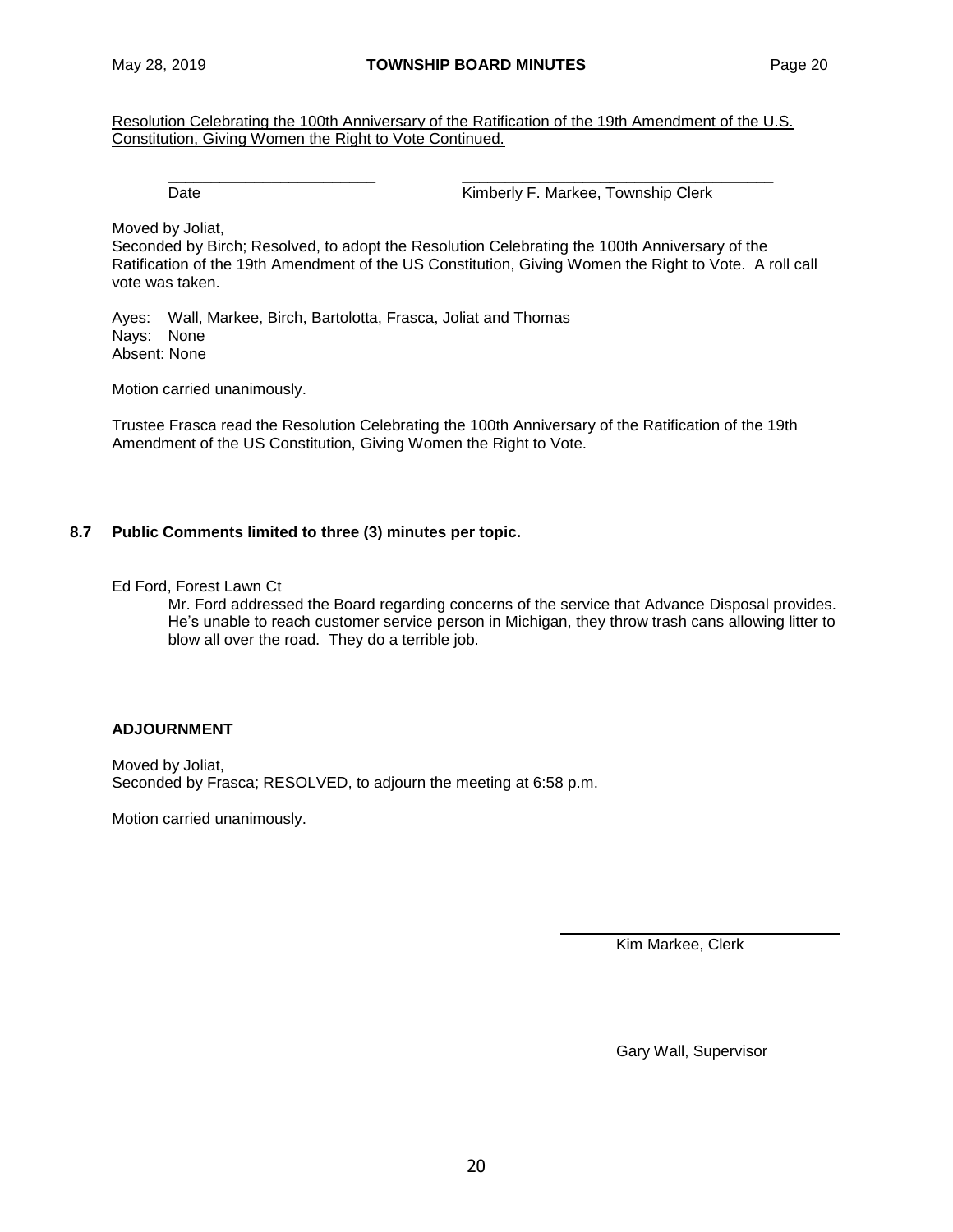Resolution Celebrating the 100th Anniversary of the Ratification of the 19th Amendment of the U.S. Constitution, Giving Women the Right to Vote Continued.

\_\_\_\_\_\_\_\_\_\_\_\_\_\_\_\_\_\_\_\_\_\_\_\_\_ \_\_\_\_\_\_\_\_\_\_\_\_\_\_\_\_\_\_\_\_\_\_\_\_\_\_\_\_\_\_\_\_\_\_\_\_\_\_

Date Kimberly F. Markee, Township Clerk

Moved by Joliat,
Seconded by Birch; Resolved, to adopt the Resolution Celebrating the 100th Anniversary of the Ratification of the 19th Amendment of the US Constitution, Giving Women the Right to Vote. A roll call vote was taken.

Ayes: Wall, Markee, Birch, Bartolotta, Frasca, Joliat and Thomas
Nays: None
Absent: None

Motion carried unanimously.

Trustee Frasca read the Resolution Celebrating the 100th Anniversary of the Ratification of the 19th Amendment of the US Constitution, Giving Women the Right to Vote.

**8.7 Public Comments limited to three (3) minutes per topic.**

Ed Ford, Forest Lawn Ct

Mr. Ford addressed the Board regarding concerns of the service that Advance Disposal provides. He's unable to reach customer service person in Michigan, they throw trash cans allowing litter to blow all over the road. They do a terrible job.

**ADJOURNMENT**

Moved by Joliat,
Seconded by Frasca; RESOLVED, to adjourn the meeting at 6:58 p.m.

Motion carried unanimously.

\_\_\_\_\_\_\_\_\_\_\_\_\_\_\_\_\_\_\_\_\_\_\_\_\_\_\_\_\_\_\_\_\_\_\_

Kim Markee, Clerk

\_\_\_\_\_\_\_\_\_\_\_\_\_\_\_\_\_\_\_\_\_\_\_\_\_\_\_\_\_\_\_\_\_\_\_

Gary Wall, Supervisor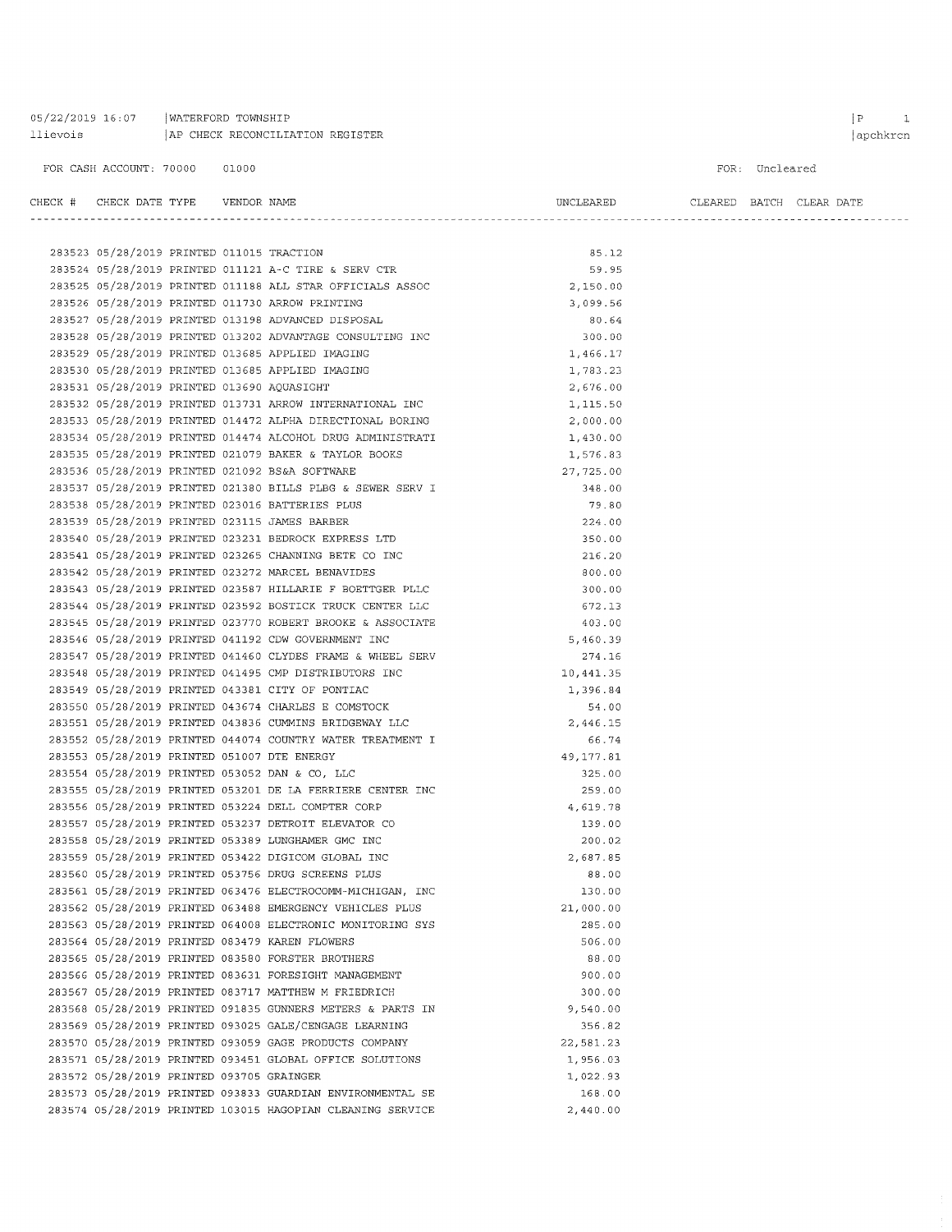05/22/2019 16:07 | WATERFORD TOWNSHIP
llievois | AP CHECK RECONCILIATION REGISTER

FOR CASH ACCOUNT: 70000 01000

FOR: Uncleared

| CHECK # | CHECK DATE | TYPE | VENDOR | NAME | UNCLEARED | CLEARED | BATCH | CLEAR DATE |
|---|---|---|---|---|---|---|---|---|
| 283523 | 05/28/2019 | PRINTED | 011015 | TRACTION | 85.12 | | | |
| 283524 | 05/28/2019 | PRINTED | 011121 | A-C TIRE & SERV CTR | 59.95 | | | |
| 283525 | 05/28/2019 | PRINTED | 011188 | ALL STAR OFFICIALS ASSOC | 2,150.00 | | | |
| 283526 | 05/28/2019 | PRINTED | 011730 | ARROW PRINTING | 3,099.56 | | | |
| 283527 | 05/28/2019 | PRINTED | 013198 | ADVANCED DISPOSAL | 80.64 | | | |
| 283528 | 05/28/2019 | PRINTED | 013202 | ADVANTAGE CONSULTING INC | 300.00 | | | |
| 283529 | 05/28/2019 | PRINTED | 013685 | APPLIED IMAGING | 1,466.17 | | | |
| 283530 | 05/28/2019 | PRINTED | 013685 | APPLIED IMAGING | 1,783.23 | | | |
| 283531 | 05/28/2019 | PRINTED | 013690 | AQUASIGHT | 2,676.00 | | | |
| 283532 | 05/28/2019 | PRINTED | 013731 | ARROW INTERNATIONAL INC | 1,115.50 | | | |
| 283533 | 05/28/2019 | PRINTED | 014472 | ALPHA DIRECTIONAL BORING | 2,000.00 | | | |
| 283534 | 05/28/2019 | PRINTED | 014474 | ALCOHOL DRUG ADMINISTRATI | 1,430.00 | | | |
| 283535 | 05/28/2019 | PRINTED | 021079 | BAKER & TAYLOR BOOKS | 1,576.83 | | | |
| 283536 | 05/28/2019 | PRINTED | 021092 | BS&A SOFTWARE | 27,725.00 | | | |
| 283537 | 05/28/2019 | PRINTED | 021380 | BILLS PLBG & SEWER SERV I | 348.00 | | | |
| 283538 | 05/28/2019 | PRINTED | 023016 | BATTERIES PLUS | 79.80 | | | |
| 283539 | 05/28/2019 | PRINTED | 023115 | JAMES BARBER | 224.00 | | | |
| 283540 | 05/28/2019 | PRINTED | 023231 | BEDROCK EXPRESS LTD | 350.00 | | | |
| 283541 | 05/28/2019 | PRINTED | 023265 | CHANNING BETE CO INC | 216.20 | | | |
| 283542 | 05/28/2019 | PRINTED | 023272 | MARCEL BENAVIDES | 800.00 | | | |
| 283543 | 05/28/2019 | PRINTED | 023587 | HILLARIE F BOETTGER PLLC | 300.00 | | | |
| 283544 | 05/28/2019 | PRINTED | 023592 | BOSTICK TRUCK CENTER LLC | 672.13 | | | |
| 283545 | 05/28/2019 | PRINTED | 023770 | ROBERT BROOKE & ASSOCIATE | 403.00 | | | |
| 283546 | 05/28/2019 | PRINTED | 041192 | CDW GOVERNMENT INC | 5,460.39 | | | |
| 283547 | 05/28/2019 | PRINTED | 041460 | CLYDES FRAME & WHEEL SERV | 274.16 | | | |
| 283548 | 05/28/2019 | PRINTED | 041495 | CMP DISTRIBUTORS INC | 10,441.35 | | | |
| 283549 | 05/28/2019 | PRINTED | 043381 | CITY OF PONTIAC | 1,396.84 | | | |
| 283550 | 05/28/2019 | PRINTED | 043674 | CHARLES E COMSTOCK | 54.00 | | | |
| 283551 | 05/28/2019 | PRINTED | 043836 | CUMMINS BRIDGEWAY LLC | 2,446.15 | | | |
| 283552 | 05/28/2019 | PRINTED | 044074 | COUNTRY WATER TREATMENT I | 66.74 | | | |
| 283553 | 05/28/2019 | PRINTED | 051007 | DTE ENERGY | 49,177.81 | | | |
| 283554 | 05/28/2019 | PRINTED | 053052 | DAN & CO, LLC | 325.00 | | | |
| 283555 | 05/28/2019 | PRINTED | 053201 | DE LA FERRIERE CENTER INC | 259.00 | | | |
| 283556 | 05/28/2019 | PRINTED | 053224 | DELL COMPTER CORP | 4,619.78 | | | |
| 283557 | 05/28/2019 | PRINTED | 053237 | DETROIT ELEVATOR CO | 139.00 | | | |
| 283558 | 05/28/2019 | PRINTED | 053389 | LUNGHAMER GMC INC | 200.02 | | | |
| 283559 | 05/28/2019 | PRINTED | 053422 | DIGICOM GLOBAL INC | 2,687.85 | | | |
| 283560 | 05/28/2019 | PRINTED | 053756 | DRUG SCREENS PLUS | 88.00 | | | |
| 283561 | 05/28/2019 | PRINTED | 063476 | ELECTROCOMM-MICHIGAN, INC | 130.00 | | | |
| 283562 | 05/28/2019 | PRINTED | 063488 | EMERGENCY VEHICLES PLUS | 21,000.00 | | | |
| 283563 | 05/28/2019 | PRINTED | 064008 | ELECTRONIC MONITORING SYS | 285.00 | | | |
| 283564 | 05/28/2019 | PRINTED | 083479 | KAREN FLOWERS | 506.00 | | | |
| 283565 | 05/28/2019 | PRINTED | 083580 | FORSTER BROTHERS | 88.00 | | | |
| 283566 | 05/28/2019 | PRINTED | 083631 | FORESIGHT MANAGEMENT | 900.00 | | | |
| 283567 | 05/28/2019 | PRINTED | 083717 | MATTHEW M FRIEDRICH | 300.00 | | | |
| 283568 | 05/28/2019 | PRINTED | 091835 | GUNNERS METERS & PARTS IN | 9,540.00 | | | |
| 283569 | 05/28/2019 | PRINTED | 093025 | GALE/CENGAGE LEARNING | 356.82 | | | |
| 283570 | 05/28/2019 | PRINTED | 093059 | GAGE PRODUCTS COMPANY | 22,581.23 | | | |
| 283571 | 05/28/2019 | PRINTED | 093451 | GLOBAL OFFICE SOLUTIONS | 1,956.03 | | | |
| 283572 | 05/28/2019 | PRINTED | 093705 | GRAINGER | 1,022.93 | | | |
| 283573 | 05/28/2019 | PRINTED | 093833 | GUARDIAN ENVIRONMENTAL SE | 168.00 | | | |
| 283574 | 05/28/2019 | PRINTED | 103015 | HAGOPIAN CLEANING SERVICE | 2,440.00 | | | |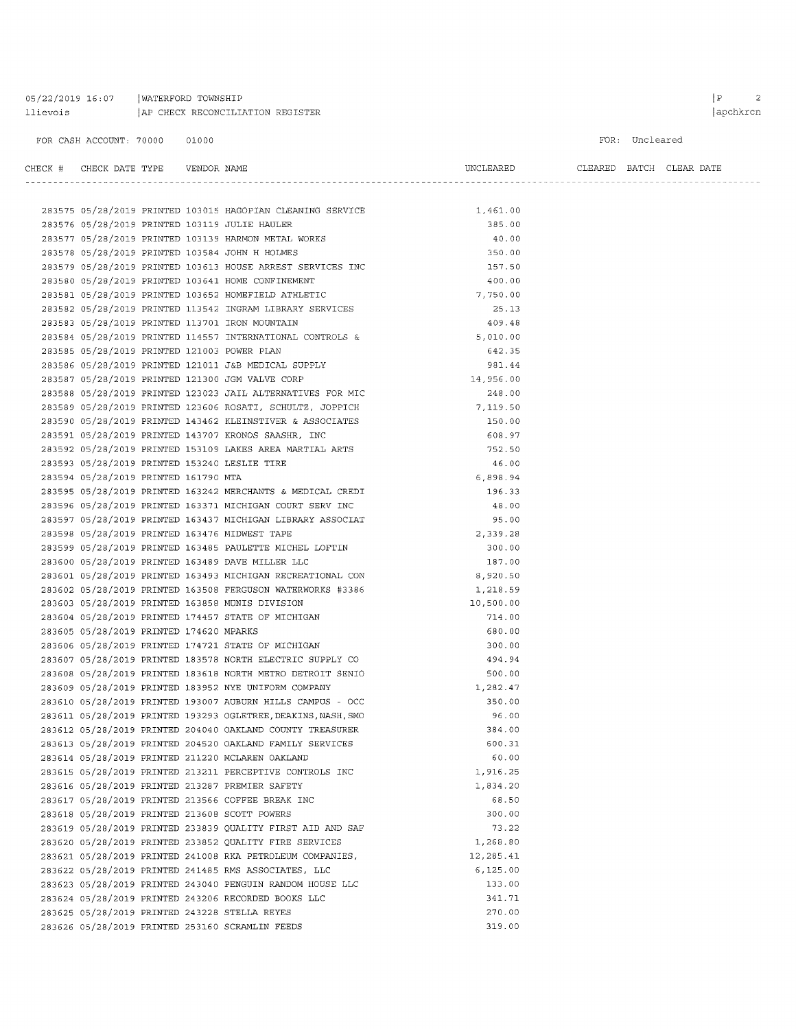05/22/2019 16:07 | WATERFORD TOWNSHIP
llievois | AP CHECK RECONCILIATION REGISTER

FOR CASH ACCOUNT: 70000 01000

FOR: Uncleared

| CHECK # | CHECK DATE | TYPE | VENDOR | NAME | UNCLEARED | CLEARED | BATCH | CLEAR DATE |
|---|---|---|---|---|---|---|---|---|
| 283575 | 05/28/2019 | PRINTED | 103015 | HAGOPIAN CLEANING SERVICE | 1,461.00 | | | |
| 283576 | 05/28/2019 | PRINTED | 103119 | JULIE HAULER | 385.00 | | | |
| 283577 | 05/28/2019 | PRINTED | 103139 | HARMON METAL WORKS | 40.00 | | | |
| 283578 | 05/28/2019 | PRINTED | 103584 | JOHN H HOLMES | 350.00 | | | |
| 283579 | 05/28/2019 | PRINTED | 103613 | HOUSE ARREST SERVICES INC | 157.50 | | | |
| 283580 | 05/28/2019 | PRINTED | 103641 | HOME CONFINEMENT | 400.00 | | | |
| 283581 | 05/28/2019 | PRINTED | 103652 | HOMEFIELD ATHLETIC | 7,750.00 | | | |
| 283582 | 05/28/2019 | PRINTED | 113542 | INGRAM LIBRARY SERVICES | 25.13 | | | |
| 283583 | 05/28/2019 | PRINTED | 113701 | IRON MOUNTAIN | 409.48 | | | |
| 283584 | 05/28/2019 | PRINTED | 114557 | INTERNATIONAL CONTROLS & | 5,010.00 | | | |
| 283585 | 05/28/2019 | PRINTED | 121003 | POWER PLAN | 642.35 | | | |
| 283586 | 05/28/2019 | PRINTED | 121011 | J&B MEDICAL SUPPLY | 981.44 | | | |
| 283587 | 05/28/2019 | PRINTED | 121300 | JGM VALVE CORP | 14,956.00 | | | |
| 283588 | 05/28/2019 | PRINTED | 123023 | JAIL ALTERNATIVES FOR MIC | 248.00 | | | |
| 283589 | 05/28/2019 | PRINTED | 123606 | ROSATI, SCHULTZ, JOPPICH | 7,119.50 | | | |
| 283590 | 05/28/2019 | PRINTED | 143462 | KLEINSTIVER & ASSOCIATES | 150.00 | | | |
| 283591 | 05/28/2019 | PRINTED | 143707 | KRONOS SAASHR, INC | 608.97 | | | |
| 283592 | 05/28/2019 | PRINTED | 153109 | LAKES AREA MARTIAL ARTS | 752.50 | | | |
| 283593 | 05/28/2019 | PRINTED | 153240 | LESLIE TIRE | 46.00 | | | |
| 283594 | 05/28/2019 | PRINTED | 161790 | MTA | 6,898.94 | | | |
| 283595 | 05/28/2019 | PRINTED | 163242 | MERCHANTS & MEDICAL CREDI | 196.33 | | | |
| 283596 | 05/28/2019 | PRINTED | 163371 | MICHIGAN COURT SERV INC | 48.00 | | | |
| 283597 | 05/28/2019 | PRINTED | 163437 | MICHIGAN LIBRARY ASSOCIAT | 95.00 | | | |
| 283598 | 05/28/2019 | PRINTED | 163476 | MIDWEST TAPE | 2,339.28 | | | |
| 283599 | 05/28/2019 | PRINTED | 163485 | PAULETTE MICHEL LOFTIN | 300.00 | | | |
| 283600 | 05/28/2019 | PRINTED | 163489 | DAVE MILLER LLC | 187.00 | | | |
| 283601 | 05/28/2019 | PRINTED | 163493 | MICHIGAN RECREATIONAL CON | 8,920.50 | | | |
| 283602 | 05/28/2019 | PRINTED | 163508 | FERGUSON WATERWORKS #3386 | 1,218.59 | | | |
| 283603 | 05/28/2019 | PRINTED | 163858 | MUNIS DIVISION | 10,500.00 | | | |
| 283604 | 05/28/2019 | PRINTED | 174457 | STATE OF MICHIGAN | 714.00 | | | |
| 283605 | 05/28/2019 | PRINTED | 174620 | MPARKS | 680.00 | | | |
| 283606 | 05/28/2019 | PRINTED | 174721 | STATE OF MICHIGAN | 300.00 | | | |
| 283607 | 05/28/2019 | PRINTED | 183578 | NORTH ELECTRIC SUPPLY CO | 494.94 | | | |
| 283608 | 05/28/2019 | PRINTED | 183618 | NORTH METRO DETROIT SENIO | 500.00 | | | |
| 283609 | 05/28/2019 | PRINTED | 183952 | NYE UNIFORM COMPANY | 1,282.47 | | | |
| 283610 | 05/28/2019 | PRINTED | 193007 | AUBURN HILLS CAMPUS - OCC | 350.00 | | | |
| 283611 | 05/28/2019 | PRINTED | 193293 | OGLETREE,DEAKINS,NASH,SMO | 96.00 | | | |
| 283612 | 05/28/2019 | PRINTED | 204040 | OAKLAND COUNTY TREASURER | 384.00 | | | |
| 283613 | 05/28/2019 | PRINTED | 204520 | OAKLAND FAMILY SERVICES | 600.31 | | | |
| 283614 | 05/28/2019 | PRINTED | 211220 | MCLAREN OAKLAND | 60.00 | | | |
| 283615 | 05/28/2019 | PRINTED | 213211 | PERCEPTIVE CONTROLS INC | 1,916.25 | | | |
| 283616 | 05/28/2019 | PRINTED | 213287 | PREMIER SAFETY | 1,834.20 | | | |
| 283617 | 05/28/2019 | PRINTED | 213566 | COFFEE BREAK INC | 68.50 | | | |
| 283618 | 05/28/2019 | PRINTED | 213608 | SCOTT POWERS | 300.00 | | | |
| 283619 | 05/28/2019 | PRINTED | 233839 | QUALITY FIRST AID AND SAF | 73.22 | | | |
| 283620 | 05/28/2019 | PRINTED | 233852 | QUALITY FIRE SERVICES | 1,268.80 | | | |
| 283621 | 05/28/2019 | PRINTED | 241008 | RKA PETROLEUM COMPANIES, | 12,285.41 | | | |
| 283622 | 05/28/2019 | PRINTED | 241485 | RMS ASSOCIATES, LLC | 6,125.00 | | | |
| 283623 | 05/28/2019 | PRINTED | 243040 | PENGUIN RANDOM HOUSE LLC | 133.00 | | | |
| 283624 | 05/28/2019 | PRINTED | 243206 | RECORDED BOOKS LLC | 341.71 | | | |
| 283625 | 05/28/2019 | PRINTED | 243228 | STELLA REYES | 270.00 | | | |
| 283626 | 05/28/2019 | PRINTED | 253160 | SCRAMLIN FEEDS | 319.00 | | | |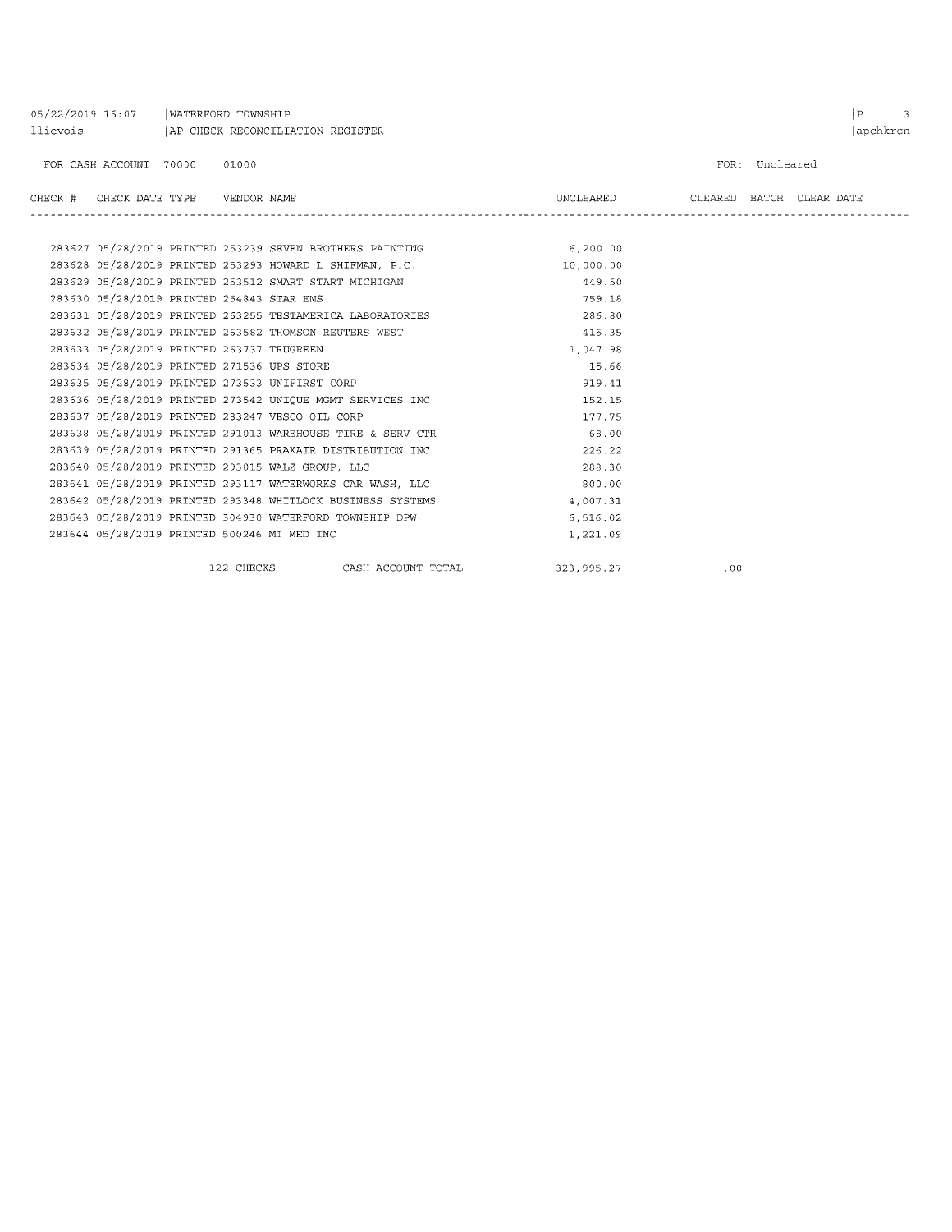05/22/2019 16:07 | WATERFORD TOWNSHIP
llievois | AP CHECK RECONCILIATION REGISTER | apchkrcn

FOR CASH ACCOUNT: 70000 01000

FOR: Uncleared

| CHECK # | CHECK DATE | TYPE | VENDOR | NAME | UNCLEARED | CLEARED | BATCH | CLEAR DATE |
|---|---|---|---|---|---|---|---|---|
| 283627 | 05/28/2019 | PRINTED | 253239 | SEVEN BROTHERS PAINTING | 6,200.00 | | | |
| 283628 | 05/28/2019 | PRINTED | 253293 | HOWARD L SHIFMAN, P.C. | 10,000.00 | | | |
| 283629 | 05/28/2019 | PRINTED | 253512 | SMART START MICHIGAN | 449.50 | | | |
| 283630 | 05/28/2019 | PRINTED | 254843 | STAR EMS | 759.18 | | | |
| 283631 | 05/28/2019 | PRINTED | 263255 | TESTAMERICA LABORATORIES | 286.80 | | | |
| 283632 | 05/28/2019 | PRINTED | 263582 | THOMSON REUTERS-WEST | 415.35 | | | |
| 283633 | 05/28/2019 | PRINTED | 263737 | TRUGREEN | 1,047.98 | | | |
| 283634 | 05/28/2019 | PRINTED | 271536 | UPS STORE | 15.66 | | | |
| 283635 | 05/28/2019 | PRINTED | 273533 | UNIFIRST CORP | 919.41 | | | |
| 283636 | 05/28/2019 | PRINTED | 273542 | UNIQUE MGMT SERVICES INC | 152.15 | | | |
| 283637 | 05/28/2019 | PRINTED | 283247 | VESCO OIL CORP | 177.75 | | | |
| 283638 | 05/28/2019 | PRINTED | 291013 | WAREHOUSE TIRE & SERV CTR | 68.00 | | | |
| 283639 | 05/28/2019 | PRINTED | 291365 | PRAXAIR DISTRIBUTION INC | 226.22 | | | |
| 283640 | 05/28/2019 | PRINTED | 293015 | WALZ GROUP, LLC | 288.30 | | | |
| 283641 | 05/28/2019 | PRINTED | 293117 | WATERWORKS CAR WASH, LLC | 800.00 | | | |
| 283642 | 05/28/2019 | PRINTED | 293348 | WHITLOCK BUSINESS SYSTEMS | 4,007.31 | | | |
| 283643 | 05/28/2019 | PRINTED | 304930 | WATERFORD TOWNSHIP DPW | 6,516.02 | | | |
| 283644 | 05/28/2019 | PRINTED | 500246 | MI MED INC | 1,221.09 | | | |
| | | | 122 CHECKS | CASH ACCOUNT TOTAL | 323,995.27 | .00 | | |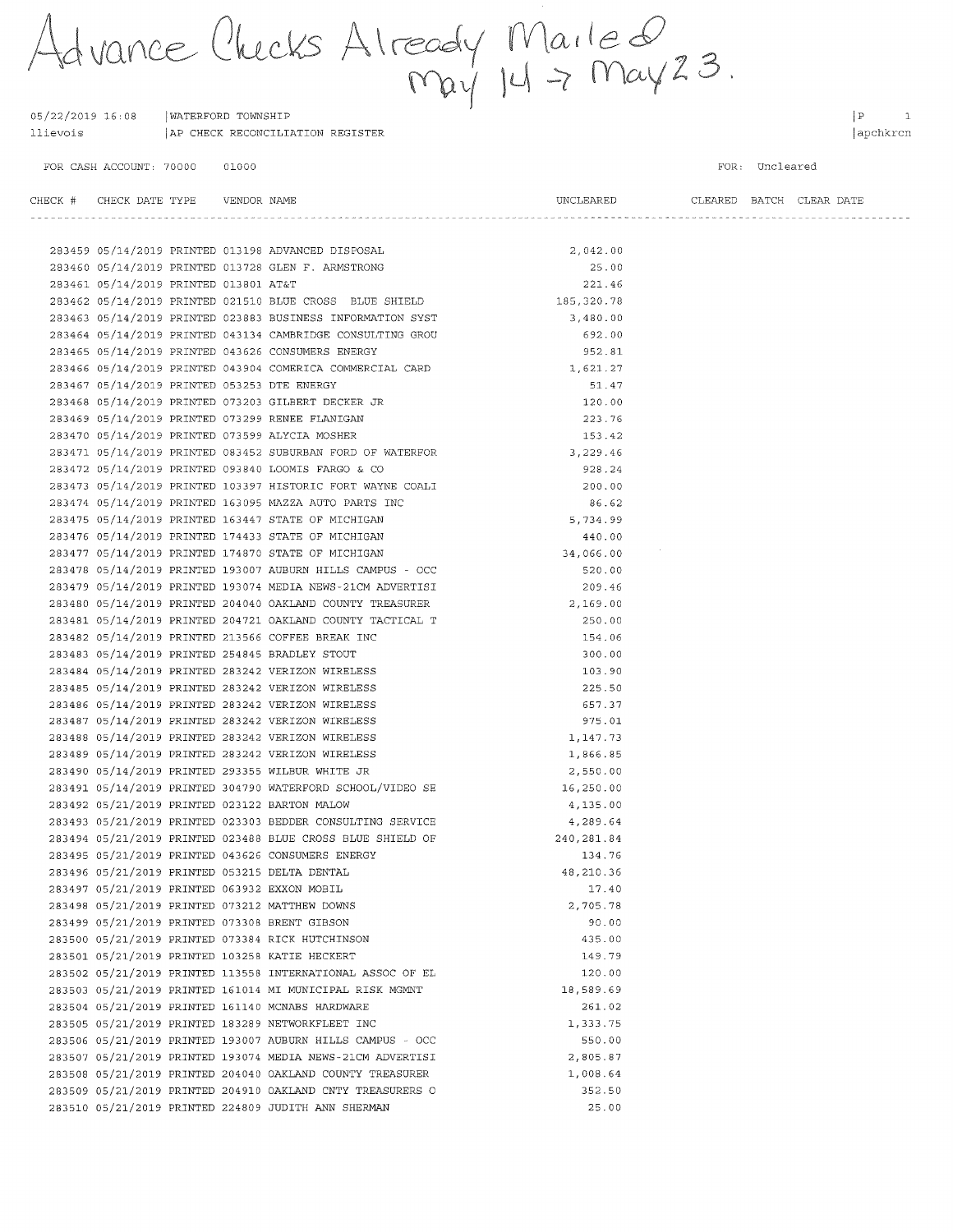Advance Checks Already Mailed May 14 → May 23.

05/22/2019 16:08 | WATERFORD TOWNSHIP | P 1
llievois | AP CHECK RECONCILIATION REGISTER | apchkrcn

FOR CASH ACCOUNT: 70000 01000 FOR: Uncleared

| CHECK # | CHECK DATE | TYPE | VENDOR | NAME | UNCLEARED | CLEARED | BATCH | CLEAR DATE |
|---|---|---|---|---|---|---|---|---|
| 283459 | 05/14/2019 | PRINTED | 013198 | ADVANCED DISPOSAL | 2,042.00 | | | |
| 283460 | 05/14/2019 | PRINTED | 013728 | GLEN F. ARMSTRONG | 25.00 | | | |
| 283461 | 05/14/2019 | PRINTED | 013801 | AT&T | 221.46 | | | |
| 283462 | 05/14/2019 | PRINTED | 021510 | BLUE CROSS BLUE SHIELD | 185,320.78 | | | |
| 283463 | 05/14/2019 | PRINTED | 023883 | BUSINESS INFORMATION SYST | 3,480.00 | | | |
| 283464 | 05/14/2019 | PRINTED | 043134 | CAMBRIDGE CONSULTING GROU | 692.00 | | | |
| 283465 | 05/14/2019 | PRINTED | 043626 | CONSUMERS ENERGY | 952.81 | | | |
| 283466 | 05/14/2019 | PRINTED | 043904 | COMERICA COMMERCIAL CARD | 1,621.27 | | | |
| 283467 | 05/14/2019 | PRINTED | 053253 | DTE ENERGY | 51.47 | | | |
| 283468 | 05/14/2019 | PRINTED | 073203 | GILBERT DECKER JR | 120.00 | | | |
| 283469 | 05/14/2019 | PRINTED | 073299 | RENEE FLANIGAN | 223.76 | | | |
| 283470 | 05/14/2019 | PRINTED | 073599 | ALYCIA MOSHER | 153.42 | | | |
| 283471 | 05/14/2019 | PRINTED | 083452 | SUBURBAN FORD OF WATERFOR | 3,229.46 | | | |
| 283472 | 05/14/2019 | PRINTED | 093840 | LOOMIS FARGO & CO | 928.24 | | | |
| 283473 | 05/14/2019 | PRINTED | 103397 | HISTORIC FORT WAYNE COALI | 200.00 | | | |
| 283474 | 05/14/2019 | PRINTED | 163095 | MAZZA AUTO PARTS INC | 86.62 | | | |
| 283475 | 05/14/2019 | PRINTED | 163447 | STATE OF MICHIGAN | 5,734.99 | | | |
| 283476 | 05/14/2019 | PRINTED | 174433 | STATE OF MICHIGAN | 440.00 | | | |
| 283477 | 05/14/2019 | PRINTED | 174870 | STATE OF MICHIGAN | 34,066.00 | | | |
| 283478 | 05/14/2019 | PRINTED | 193007 | AUBURN HILLS CAMPUS - OCC | 520.00 | | | |
| 283479 | 05/14/2019 | PRINTED | 193074 | MEDIA NEWS-21CM ADVERTISI | 209.46 | | | |
| 283480 | 05/14/2019 | PRINTED | 204040 | OAKLAND COUNTY TREASURER | 2,169.00 | | | |
| 283481 | 05/14/2019 | PRINTED | 204721 | OAKLAND COUNTY TACTICAL T | 250.00 | | | |
| 283482 | 05/14/2019 | PRINTED | 213566 | COFFEE BREAK INC | 154.06 | | | |
| 283483 | 05/14/2019 | PRINTED | 254845 | BRADLEY STOUT | 300.00 | | | |
| 283484 | 05/14/2019 | PRINTED | 283242 | VERIZON WIRELESS | 103.90 | | | |
| 283485 | 05/14/2019 | PRINTED | 283242 | VERIZON WIRELESS | 225.50 | | | |
| 283486 | 05/14/2019 | PRINTED | 283242 | VERIZON WIRELESS | 657.37 | | | |
| 283487 | 05/14/2019 | PRINTED | 283242 | VERIZON WIRELESS | 975.01 | | | |
| 283488 | 05/14/2019 | PRINTED | 283242 | VERIZON WIRELESS | 1,147.73 | | | |
| 283489 | 05/14/2019 | PRINTED | 283242 | VERIZON WIRELESS | 1,866.85 | | | |
| 283490 | 05/14/2019 | PRINTED | 293355 | WILBUR WHITE JR | 2,550.00 | | | |
| 283491 | 05/14/2019 | PRINTED | 304790 | WATERFORD SCHOOL/VIDEO SE | 16,250.00 | | | |
| 283492 | 05/21/2019 | PRINTED | 023122 | BARTON MALOW | 4,135.00 | | | |
| 283493 | 05/21/2019 | PRINTED | 023303 | BEDDER CONSULTING SERVICE | 4,289.64 | | | |
| 283494 | 05/21/2019 | PRINTED | 023488 | BLUE CROSS BLUE SHIELD OF | 240,281.84 | | | |
| 283495 | 05/21/2019 | PRINTED | 043626 | CONSUMERS ENERGY | 134.76 | | | |
| 283496 | 05/21/2019 | PRINTED | 053215 | DELTA DENTAL | 48,210.36 | | | |
| 283497 | 05/21/2019 | PRINTED | 063932 | EXXON MOBIL | 17.40 | | | |
| 283498 | 05/21/2019 | PRINTED | 073212 | MATTHEW DOWNS | 2,705.78 | | | |
| 283499 | 05/21/2019 | PRINTED | 073308 | BRENT GIBSON | 90.00 | | | |
| 283500 | 05/21/2019 | PRINTED | 073384 | RICK HUTCHINSON | 435.00 | | | |
| 283501 | 05/21/2019 | PRINTED | 103258 | KATIE HECKERT | 149.79 | | | |
| 283502 | 05/21/2019 | PRINTED | 113558 | INTERNATIONAL ASSOC OF EL | 120.00 | | | |
| 283503 | 05/21/2019 | PRINTED | 161014 | MI MUNICIPAL RISK MGMNT | 18,589.69 | | | |
| 283504 | 05/21/2019 | PRINTED | 161140 | MCNABS HARDWARE | 261.02 | | | |
| 283505 | 05/21/2019 | PRINTED | 183289 | NETWORKFLEET INC | 1,333.75 | | | |
| 283506 | 05/21/2019 | PRINTED | 193007 | AUBURN HILLS CAMPUS - OCC | 550.00 | | | |
| 283507 | 05/21/2019 | PRINTED | 193074 | MEDIA NEWS-21CM ADVERTISI | 2,805.87 | | | |
| 283508 | 05/21/2019 | PRINTED | 204040 | OAKLAND COUNTY TREASURER | 1,008.64 | | | |
| 283509 | 05/21/2019 | PRINTED | 204910 | OAKLAND CNTY TREASURERS O | 352.50 | | | |
| 283510 | 05/21/2019 | PRINTED | 224809 | JUDITH ANN SHERMAN | 25.00 | | | |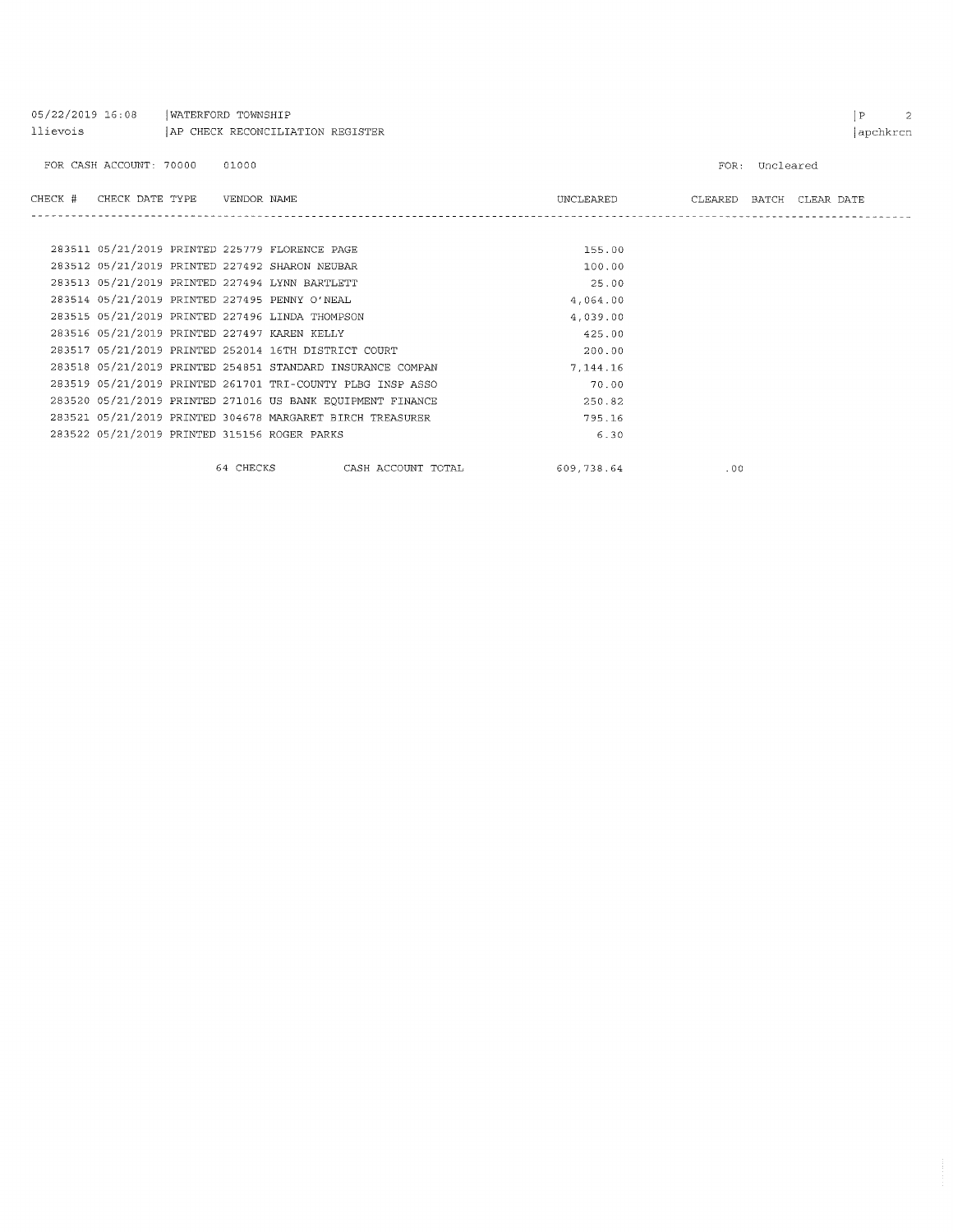05/22/2019 16:08 | WATERFORD TOWNSHIP
llievois | AP CHECK RECONCILIATION REGISTER

FOR CASH ACCOUNT: 70000 01000

FOR: Uncleared

| CHECK # | CHECK DATE | TYPE | VENDOR | NAME | UNCLEARED | CLEARED | BATCH | CLEAR DATE |
|---|---|---|---|---|---|---|---|---|
| 283511 | 05/21/2019 | PRINTED | 225779 | FLORENCE PAGE | 155.00 | | | |
| 283512 | 05/21/2019 | PRINTED | 227492 | SHARON NEUBAR | 100.00 | | | |
| 283513 | 05/21/2019 | PRINTED | 227494 | LYNN BARTLETT | 25.00 | | | |
| 283514 | 05/21/2019 | PRINTED | 227495 | PENNY O'NEAL | 4,064.00 | | | |
| 283515 | 05/21/2019 | PRINTED | 227496 | LINDA THOMPSON | 4,039.00 | | | |
| 283516 | 05/21/2019 | PRINTED | 227497 | KAREN KELLY | 425.00 | | | |
| 283517 | 05/21/2019 | PRINTED | 252014 | 16TH DISTRICT COURT | 200.00 | | | |
| 283518 | 05/21/2019 | PRINTED | 254851 | STANDARD INSURANCE COMPAN | 7,144.16 | | | |
| 283519 | 05/21/2019 | PRINTED | 261701 | TRI-COUNTY PLBG INSP ASSO | 70.00 | | | |
| 283520 | 05/21/2019 | PRINTED | 271016 | US BANK EQUIPMENT FINANCE | 250.82 | | | |
| 283521 | 05/21/2019 | PRINTED | 304678 | MARGARET BIRCH TREASURER | 795.16 | | | |
| 283522 | 05/21/2019 | PRINTED | 315156 | ROGER PARKS | 6.30 | | | |
| | | 64 CHECKS | | CASH ACCOUNT TOTAL | 609,738.64 | .00 | | |